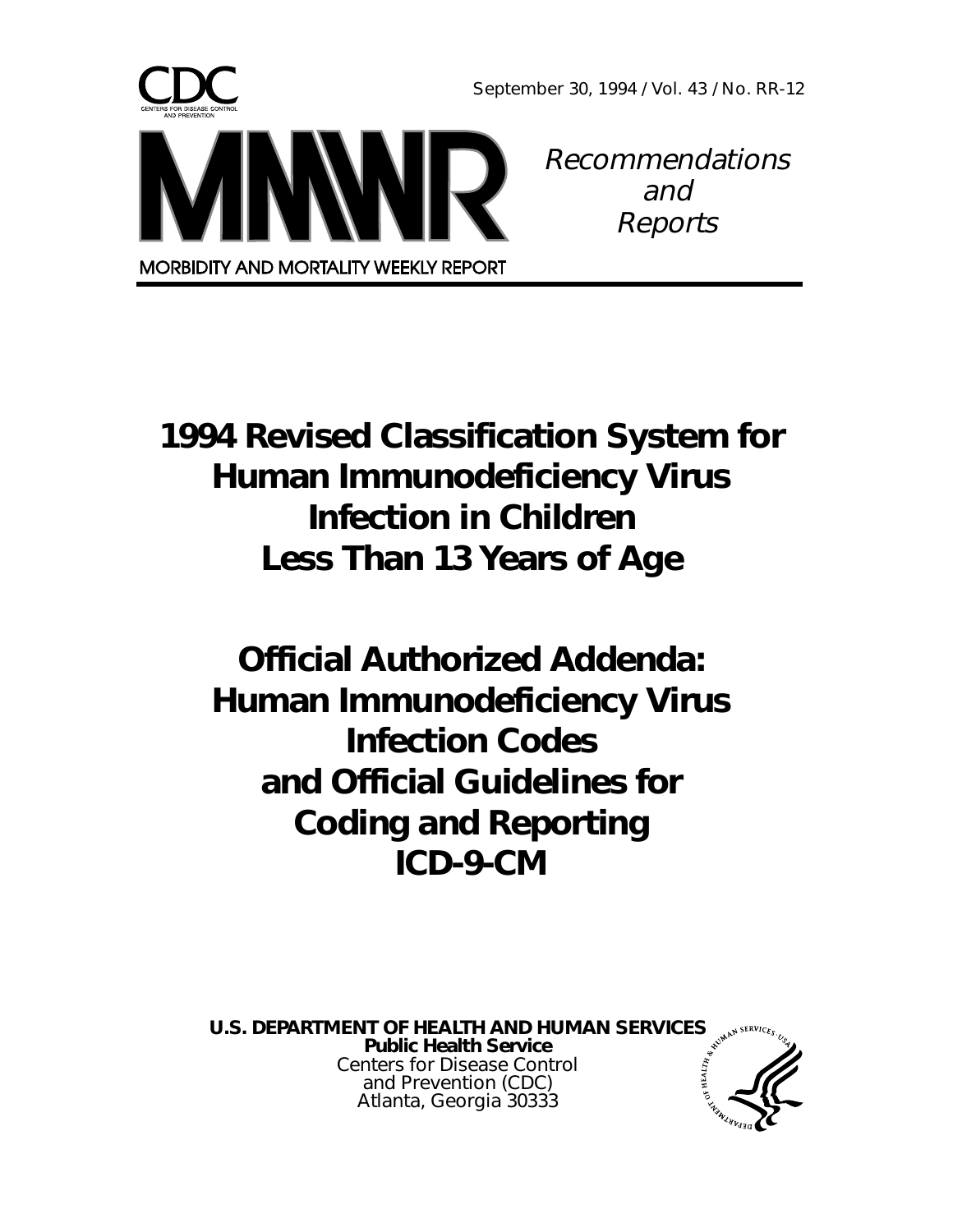CDC

CENTERS FOR DISEASE CONTROL AND PREVENTION

September 30, 1994 / Vol. 43 / No. RR-12

MMWR

*Recommendations and Reports*

MORBIDITY AND MORTALITY WEEKLY REPORT

# 1994 Revised Classification System for Human Immunodeficiency Virus Infection in Children Less Than 13 Years of Age

# Official Authorized Addenda: Human Immunodeficiency Virus Infection Codes and Official Guidelines for Coding and Reporting ICD-9-CM

**U.S. DEPARTMENT OF HEALTH AND HUMAN SERVICES**
**Public Health Service**
Centers for Disease Control and Prevention (CDC)
Atlanta, Georgia 30333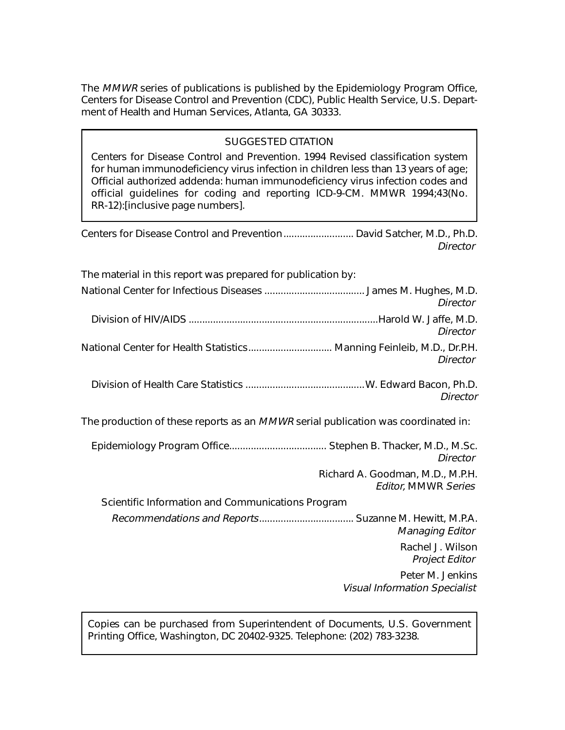The *MMWR* series of publications is published by the Epidemiology Program Office, Centers for Disease Control and Prevention (CDC), Public Health Service, U.S. Department of Health and Human Services, Atlanta, GA 30333.

> SUGGESTED CITATION
>
> Centers for Disease Control and Prevention. 1994 Revised classification system for human immunodeficiency virus infection in children less than 13 years of age; Official authorized addenda: human immunodeficiency virus infection codes and official guidelines for coding and reporting ICD-9-CM. MMWR 1994;43(No. RR-12):[inclusive page numbers].

Centers for Disease Control and Prevention .......................... David Satcher, M.D., Ph.D.
*Director*

The material in this report was prepared for publication by:

National Center for Infectious Diseases ..................................... James M. Hughes, M.D.
*Director*

Division of HIV/AIDS ......................................................................Harold W. Jaffe, M.D.
*Director*

National Center for Health Statistics............................... Manning Feinleib, M.D., Dr.P.H.
*Director*

Division of Health Care Statistics ............................................W. Edward Bacon, Ph.D.
*Director*

The production of these reports as an *MMWR* serial publication was coordinated in:

Epidemiology Program Office.................................... Stephen B. Thacker, M.D., M.Sc.
*Director*

Richard A. Goodman, M.D., M.P.H.
*Editor,* MMWR *Series*

Scientific Information and Communications Program

*Recommendations and Reports*................................... Suzanne M. Hewitt, M.P.A.
*Managing Editor*

Rachel J. Wilson
*Project Editor*

Peter M. Jenkins
*Visual Information Specialist*

> Copies can be purchased from Superintendent of Documents, U.S. Government Printing Office, Washington, DC 20402-9325. Telephone: (202) 783-3238.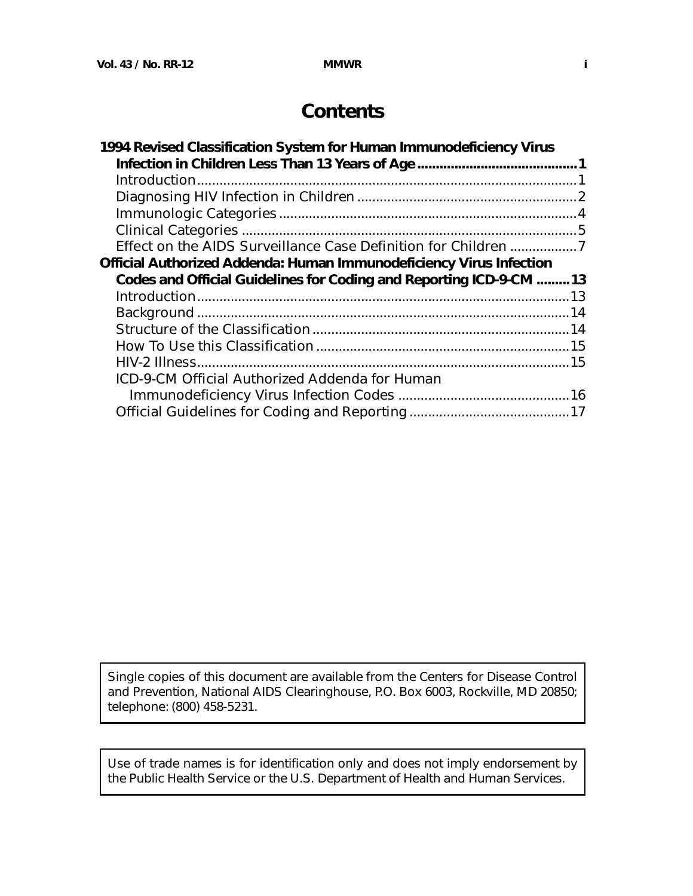# Contents

**1994 Revised Classification System for Human Immunodeficiency Virus Infection in Children Less Than 13 Years of Age** ........................................ **1**

- Introduction ........................................................................................ 1
- Diagnosing HIV Infection in Children .............................................. 2
- Immunologic Categories .................................................................... 4
- Clinical Categories ............................................................................. 5
- Effect on the AIDS Surveillance Case Definition for Children ................. 7

**Official Authorized Addenda: Human Immunodeficiency Virus Infection Codes and Official Guidelines for Coding and Reporting ICD-9-CM** ......... **13**

- Introduction ...................................................................................... 13
- Background ...................................................................................... 14
- Structure of the Classification ........................................................... 14
- How To Use this Classification .......................................................... 15
- HIV-2 Illness ...................................................................................... 15
- ICD-9-CM Official Authorized Addenda for Human Immunodeficiency Virus Infection Codes ............................................ 16
- Official Guidelines for Coding and Reporting .......................................... 17

Single copies of this document are available from the Centers for Disease Control and Prevention, National AIDS Clearinghouse, P.O. Box 6003, Rockville, MD 20850; telephone: (800) 458-5231.

Use of trade names is for identification only and does not imply endorsement by the Public Health Service or the U.S. Department of Health and Human Services.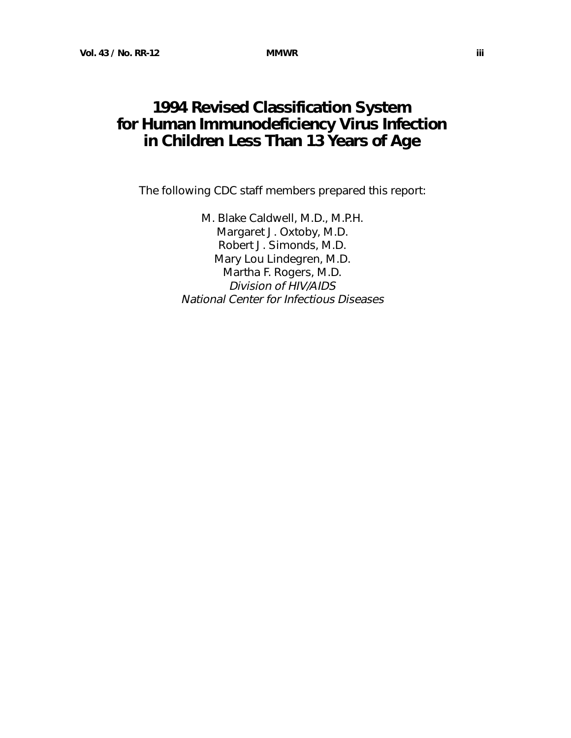# 1994 Revised Classification System for Human Immunodeficiency Virus Infection in Children Less Than 13 Years of Age

The following CDC staff members prepared this report:

M. Blake Caldwell, M.D., M.P.H.
Margaret J. Oxtoby, M.D.
Robert J. Simonds, M.D.
Mary Lou Lindegren, M.D.
Martha F. Rogers, M.D.
*Division of HIV/AIDS*
*National Center for Infectious Diseases*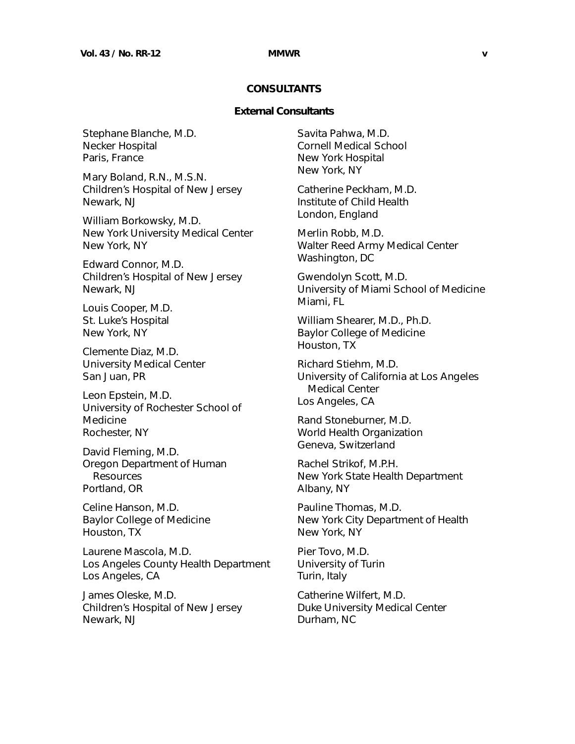## CONSULTANTS

### External Consultants

Stephane Blanche, M.D.
Necker Hospital
Paris, France

Mary Boland, R.N., M.S.N.
Children's Hospital of New Jersey
Newark, NJ

William Borkowsky, M.D.
New York University Medical Center
New York, NY

Edward Connor, M.D.
Children's Hospital of New Jersey
Newark, NJ

Louis Cooper, M.D.
St. Luke's Hospital
New York, NY

Clemente Diaz, M.D.
University Medical Center
San Juan, PR

Leon Epstein, M.D.
University of Rochester School of Medicine
Rochester, NY

David Fleming, M.D.
Oregon Department of Human Resources
Portland, OR

Celine Hanson, M.D.
Baylor College of Medicine
Houston, TX

Laurene Mascola, M.D.
Los Angeles County Health Department
Los Angeles, CA

James Oleske, M.D.
Children's Hospital of New Jersey
Newark, NJ

Savita Pahwa, M.D.
Cornell Medical School
New York Hospital
New York, NY

Catherine Peckham, M.D.
Institute of Child Health
London, England

Merlin Robb, M.D.
Walter Reed Army Medical Center
Washington, DC

Gwendolyn Scott, M.D.
University of Miami School of Medicine
Miami, FL

William Shearer, M.D., Ph.D.
Baylor College of Medicine
Houston, TX

Richard Stiehm, M.D.
University of California at Los Angeles Medical Center
Los Angeles, CA

Rand Stoneburner, M.D.
World Health Organization
Geneva, Switzerland

Rachel Strikof, M.P.H.
New York State Health Department
Albany, NY

Pauline Thomas, M.D.
New York City Department of Health
New York, NY

Pier Tovo, M.D.
University of Turin
Turin, Italy

Catherine Wilfert, M.D.
Duke University Medical Center
Durham, NC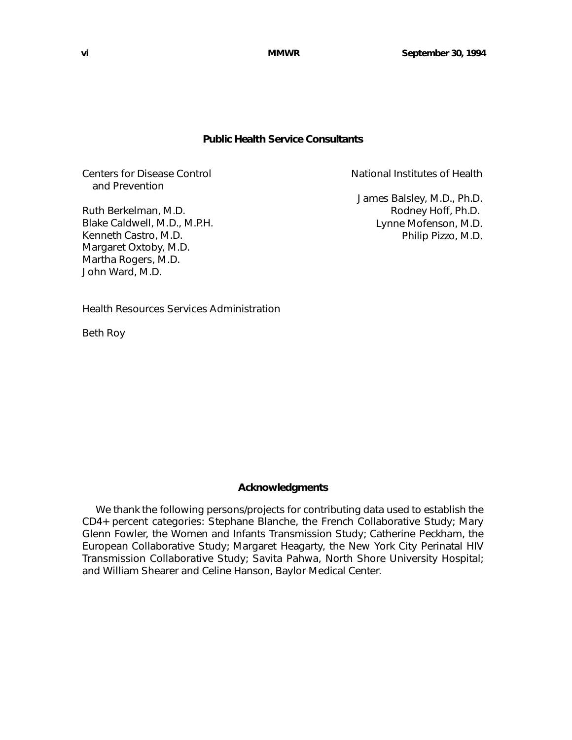## Public Health Service Consultants

Centers for Disease Control and Prevention

Ruth Berkelman, M.D.
Blake Caldwell, M.D., M.P.H.
Kenneth Castro, M.D.
Margaret Oxtoby, M.D.
Martha Rogers, M.D.
John Ward, M.D.

National Institutes of Health

James Balsley, M.D., Ph.D.
Rodney Hoff, Ph.D.
Lynne Mofenson, M.D.
Philip Pizzo, M.D.

Health Resources Services Administration

Beth Roy

## Acknowledgments

We thank the following persons/projects for contributing data used to establish the CD4+ percent categories: Stephane Blanche, the French Collaborative Study; Mary Glenn Fowler, the Women and Infants Transmission Study; Catherine Peckham, the European Collaborative Study; Margaret Heagarty, the New York City Perinatal HIV Transmission Collaborative Study; Savita Pahwa, North Shore University Hospital; and William Shearer and Celine Hanson, Baylor Medical Center.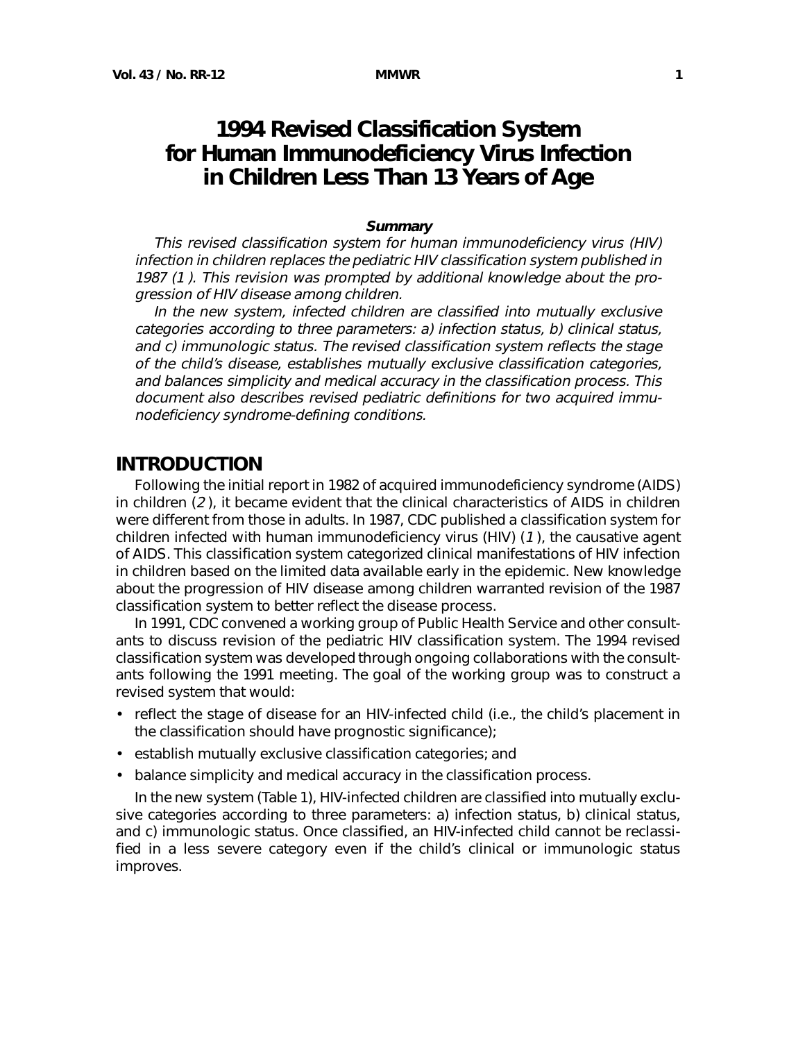# 1994 Revised Classification System for Human Immunodeficiency Virus Infection in Children Less Than 13 Years of Age

**Summary**

*This revised classification system for human immunodeficiency virus (HIV) infection in children replaces the pediatric HIV classification system published in 1987 (1). This revision was prompted by additional knowledge about the progression of HIV disease among children.*

*In the new system, infected children are classified into mutually exclusive categories according to three parameters: a) infection status, b) clinical status, and c) immunologic status. The revised classification system reflects the stage of the child's disease, establishes mutually exclusive classification categories, and balances simplicity and medical accuracy in the classification process. This document also describes revised pediatric definitions for two acquired immunodeficiency syndrome-defining conditions.*

## INTRODUCTION

Following the initial report in 1982 of acquired immunodeficiency syndrome (AIDS) in children (*2*), it became evident that the clinical characteristics of AIDS in children were different from those in adults. In 1987, CDC published a classification system for children infected with human immunodeficiency virus (HIV) (*1*), the causative agent of AIDS. This classification system categorized clinical manifestations of HIV infection in children based on the limited data available early in the epidemic. New knowledge about the progression of HIV disease among children warranted revision of the 1987 classification system to better reflect the disease process.

In 1991, CDC convened a working group of Public Health Service and other consultants to discuss revision of the pediatric HIV classification system. The 1994 revised classification system was developed through ongoing collaborations with the consultants following the 1991 meeting. The goal of the working group was to construct a revised system that would:

- reflect the stage of disease for an HIV-infected child (i.e., the child's placement in the classification should have prognostic significance);
- establish mutually exclusive classification categories; and
- balance simplicity and medical accuracy in the classification process.

In the new system (Table 1), HIV-infected children are classified into mutually exclusive categories according to three parameters: a) infection status, b) clinical status, and c) immunologic status. Once classified, an HIV-infected child cannot be reclassified in a less severe category even if the child's clinical or immunologic status improves.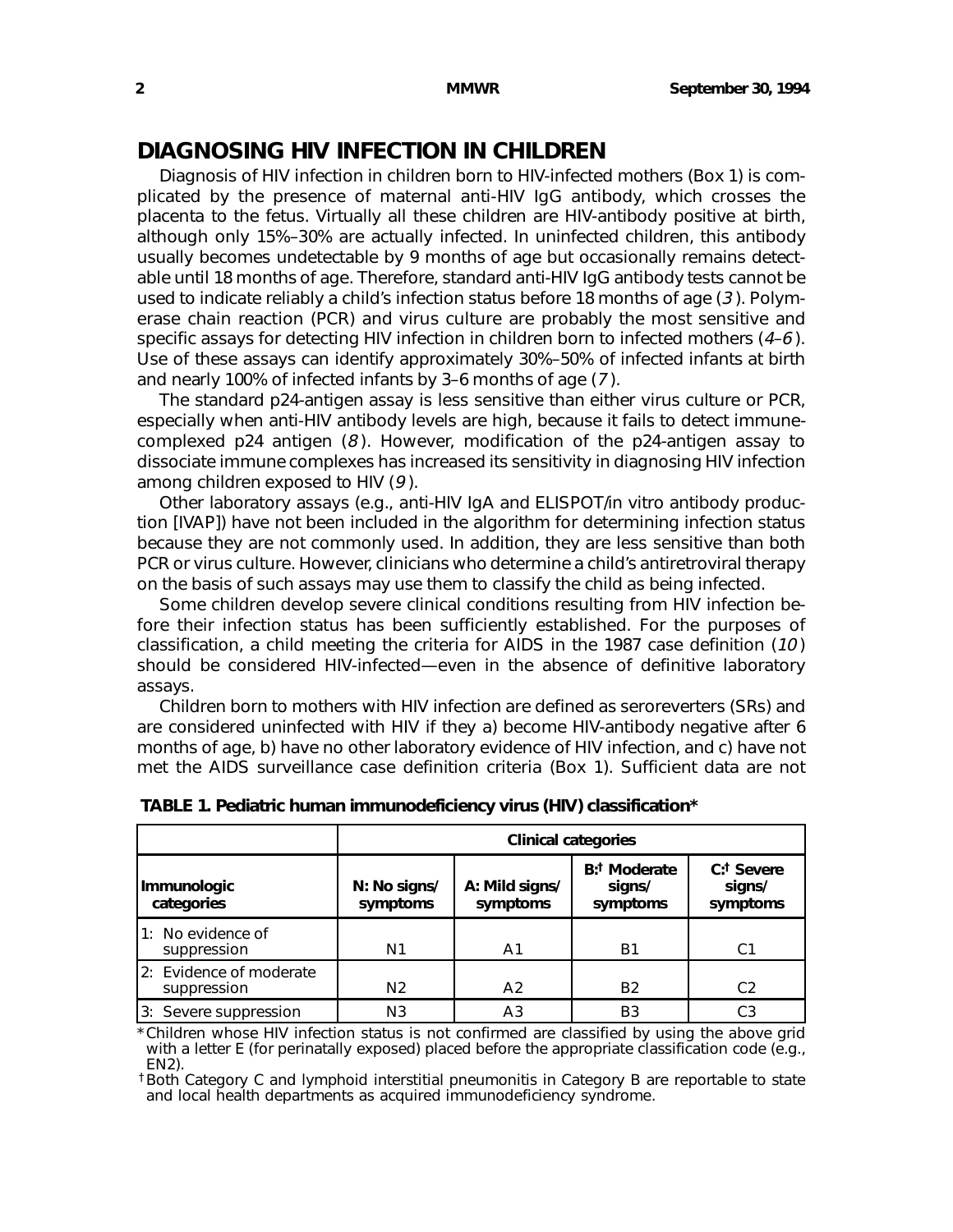## DIAGNOSING HIV INFECTION IN CHILDREN

Diagnosis of HIV infection in children born to HIV-infected mothers (Box 1) is complicated by the presence of maternal anti-HIV IgG antibody, which crosses the placenta to the fetus. Virtually all these children are HIV-antibody positive at birth, although only 15%–30% are actually infected. In uninfected children, this antibody usually becomes undetectable by 9 months of age but occasionally remains detectable until 18 months of age. Therefore, standard anti-HIV IgG antibody tests cannot be used to indicate reliably a child's infection status before 18 months of age (*3*). Polymerase chain reaction (PCR) and virus culture are probably the most sensitive and specific assays for detecting HIV infection in children born to infected mothers (*4–6*). Use of these assays can identify approximately 30%–50% of infected infants at birth and nearly 100% of infected infants by 3–6 months of age (*7*).

The standard p24-antigen assay is less sensitive than either virus culture or PCR, especially when anti-HIV antibody levels are high, because it fails to detect immune-complexed p24 antigen (*8*). However, modification of the p24-antigen assay to dissociate immune complexes has increased its sensitivity in diagnosing HIV infection among children exposed to HIV (*9*).

Other laboratory assays (e.g., anti-HIV IgA and ELISPOT/in vitro antibody production [IVAP]) have not been included in the algorithm for determining infection status because they are not commonly used. In addition, they are less sensitive than both PCR or virus culture. However, clinicians who determine a child's antiretroviral therapy on the basis of such assays may use them to classify the child as being infected.

Some children develop severe clinical conditions resulting from HIV infection before their infection status has been sufficiently established. For the purposes of classification, a child meeting the criteria for AIDS in the 1987 case definition (*10*) should be considered HIV-infected—even in the absence of definitive laboratory assays.

Children born to mothers with HIV infection are defined as seroreverters (SRs) and are considered uninfected with HIV if they a) become HIV-antibody negative after 6 months of age, b) have no other laboratory evidence of HIV infection, and c) have not met the AIDS surveillance case definition criteria (Box 1). Sufficient data are not

**TABLE 1. Pediatric human immunodeficiency virus (HIV) classification***

| | Clinical categories | | | |
|---|---|---|---|---|
| **Immunologic categories** | **N: No signs/ symptoms** | **A: Mild signs/ symptoms** | **B:† Moderate signs/ symptoms** | **C:† Severe signs/ symptoms** |
| 1: No evidence of suppression | N1 | A1 | B1 | C1 |
| 2: Evidence of moderate suppression | N2 | A2 | B2 | C2 |
| 3: Severe suppression | N3 | A3 | B3 | C3 |

\*Children whose HIV infection status is not confirmed are classified by using the above grid with a letter E (for perinatally exposed) placed before the appropriate classification code (e.g., EN2).

†Both Category C and lymphoid interstitial pneumonitis in Category B are reportable to state and local health departments as acquired immunodeficiency syndrome.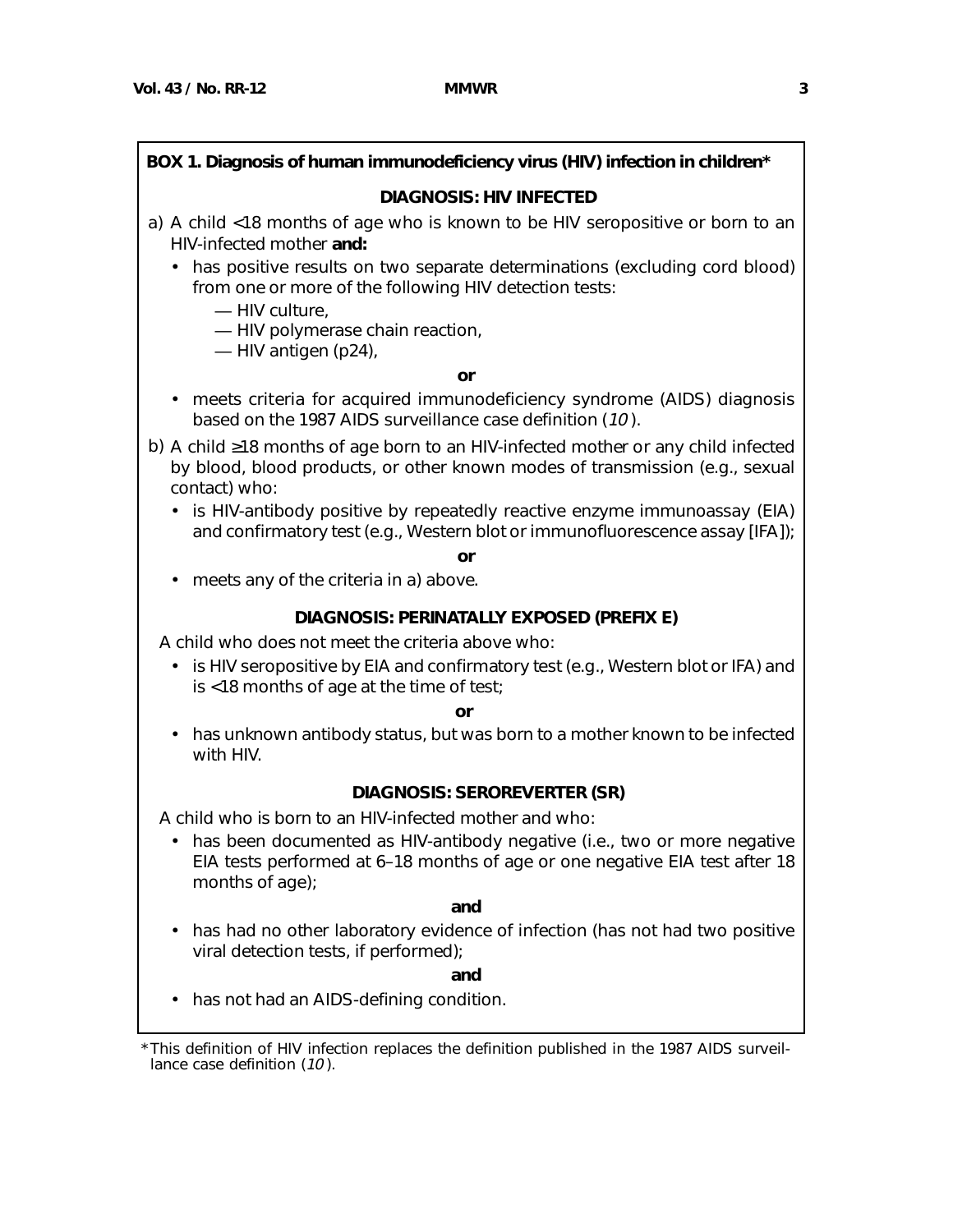**BOX 1. Diagnosis of human immunodeficiency virus (HIV) infection in children***

**DIAGNOSIS: HIV INFECTED**

a) A child <18 months of age who is known to be HIV seropositive or born to an HIV-infected mother **and:**

- has positive results on two separate determinations (excluding cord blood) from one or more of the following HIV detection tests:
  - — HIV culture,
  - — HIV polymerase chain reaction,
  - — HIV antigen (p24),

**or**

- meets criteria for acquired immunodeficiency syndrome (AIDS) diagnosis based on the 1987 AIDS surveillance case definition (*10*).

b) A child ≥18 months of age born to an HIV-infected mother or any child infected by blood, blood products, or other known modes of transmission (e.g., sexual contact) who:

- is HIV-antibody positive by repeatedly reactive enzyme immunoassay (EIA) and confirmatory test (e.g., Western blot or immunofluorescence assay [IFA]);

**or**

- meets any of the criteria in a) above.

**DIAGNOSIS: PERINATALLY EXPOSED (PREFIX E)**

A child who does not meet the criteria above who:

- is HIV seropositive by EIA and confirmatory test (e.g., Western blot or IFA) and is <18 months of age at the time of test;

**or**

- has unknown antibody status, but was born to a mother known to be infected with HIV.

**DIAGNOSIS: SEROREVERTER (SR)**

A child who is born to an HIV-infected mother and who:

- has been documented as HIV-antibody negative (i.e., two or more negative EIA tests performed at 6–18 months of age or one negative EIA test after 18 months of age);

**and**

- has had no other laboratory evidence of infection (has not had two positive viral detection tests, if performed);

**and**

- has not had an AIDS-defining condition.

*This definition of HIV infection replaces the definition published in the 1987 AIDS surveillance case definition (*10*).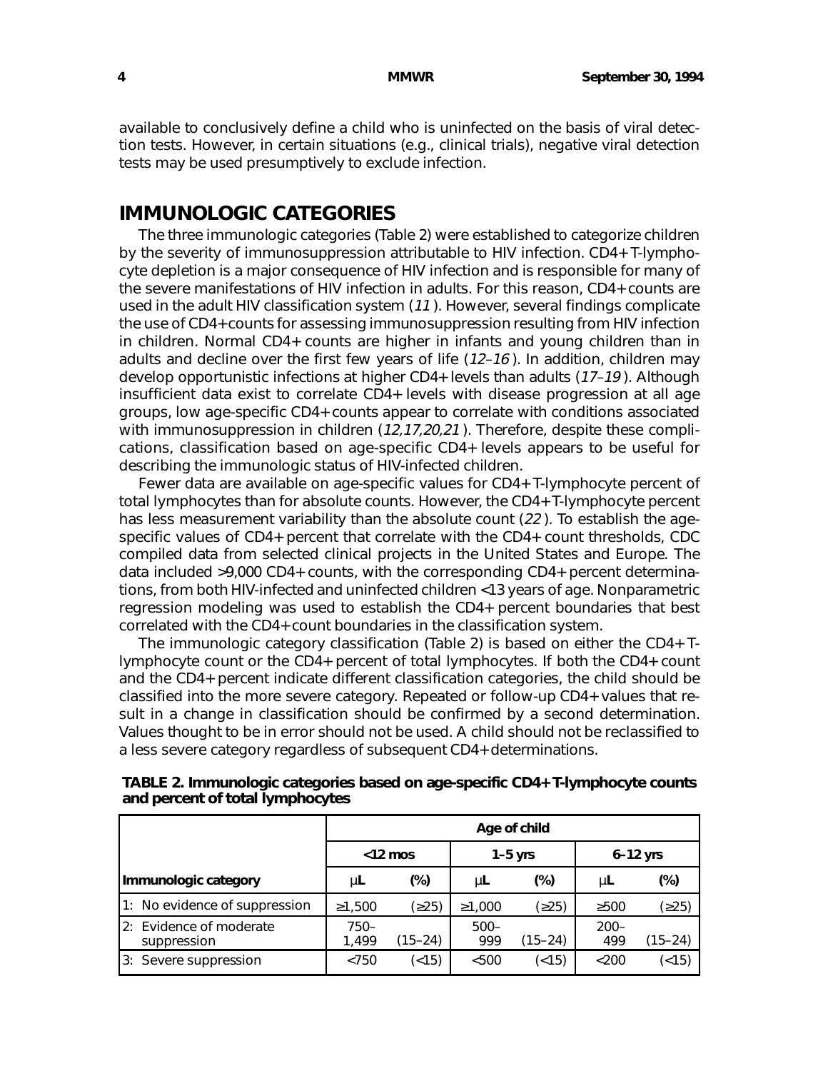available to conclusively define a child who is uninfected on the basis of viral detection tests. However, in certain situations (e.g., clinical trials), negative viral detection tests may be used presumptively to exclude infection.

## IMMUNOLOGIC CATEGORIES

The three immunologic categories (Table 2) were established to categorize children by the severity of immunosuppression attributable to HIV infection. CD4+ T-lymphocyte depletion is a major consequence of HIV infection and is responsible for many of the severe manifestations of HIV infection in adults. For this reason, CD4+ counts are used in the adult HIV classification system (*11*). However, several findings complicate the use of CD4+ counts for assessing immunosuppression resulting from HIV infection in children. Normal CD4+ counts are higher in infants and young children than in adults and decline over the first few years of life (*12–16*). In addition, children may develop opportunistic infections at higher CD4+ levels than adults (*17–19*). Although insufficient data exist to correlate CD4+ levels with disease progression at all age groups, low age-specific CD4+ counts appear to correlate with conditions associated with immunosuppression in children (*12,17,20,21*). Therefore, despite these complications, classification based on age-specific CD4+ levels appears to be useful for describing the immunologic status of HIV-infected children.

Fewer data are available on age-specific values for CD4+ T-lymphocyte percent of total lymphocytes than for absolute counts. However, the CD4+ T-lymphocyte percent has less measurement variability than the absolute count (*22*). To establish the age-specific values of CD4+ percent that correlate with the CD4+ count thresholds, CDC compiled data from selected clinical projects in the United States and Europe. The data included >9,000 CD4+ counts, with the corresponding CD4+ percent determinations, from both HIV-infected and uninfected children <13 years of age. Nonparametric regression modeling was used to establish the CD4+ percent boundaries that best correlated with the CD4+ count boundaries in the classification system.

The immunologic category classification (Table 2) is based on either the CD4+ T-lymphocyte count or the CD4+ percent of total lymphocytes. If both the CD4+ count and the CD4+ percent indicate different classification categories, the child should be classified into the more severe category. Repeated or follow-up CD4+ values that result in a change in classification should be confirmed by a second determination. Values thought to be in error should not be used. A child should not be reclassified to a less severe category regardless of subsequent CD4+ determinations.

**TABLE 2. Immunologic categories based on age-specific CD4+ T-lymphocyte counts and percent of total lymphocytes**

| | Age of child | | | | | |
|---|---|---|---|---|---|---|
| | <12 mos | | 1–5 yrs | | 6–12 yrs | |
| **Immunologic category** | μL | (%) | μL | (%) | μL | (%) |
| 1: No evidence of suppression | ≥1,500 | (≥25) | ≥1,000 | (≥25) | ≥500 | (≥25) |
| 2: Evidence of moderate suppression | 750–1,499 | (15–24) | 500–999 | (15–24) | 200–499 | (15–24) |
| 3: Severe suppression | <750 | (<15) | <500 | (<15) | <200 | (<15) |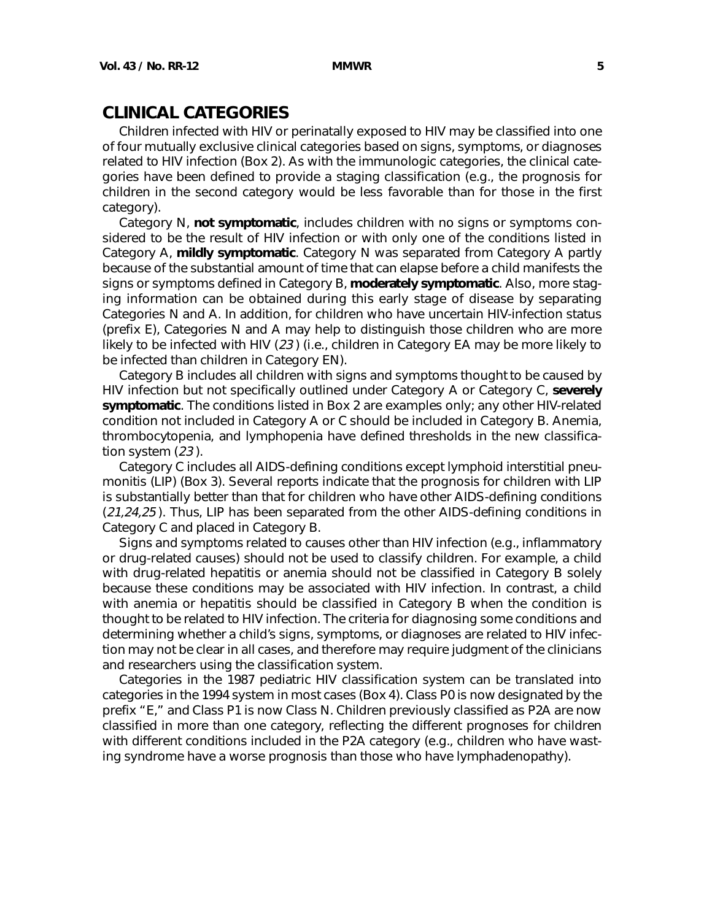## CLINICAL CATEGORIES

Children infected with HIV or perinatally exposed to HIV may be classified into one of four mutually exclusive clinical categories based on signs, symptoms, or diagnoses related to HIV infection (Box 2). As with the immunologic categories, the clinical categories have been defined to provide a staging classification (e.g., the prognosis for children in the second category would be less favorable than for those in the first category).

Category N, **not symptomatic**, includes children with no signs or symptoms considered to be the result of HIV infection or with only one of the conditions listed in Category A, **mildly symptomatic**. Category N was separated from Category A partly because of the substantial amount of time that can elapse before a child manifests the signs or symptoms defined in Category B, **moderately symptomatic**. Also, more staging information can be obtained during this early stage of disease by separating Categories N and A. In addition, for children who have uncertain HIV-infection status (prefix E), Categories N and A may help to distinguish those children who are more likely to be infected with HIV (*23*) (i.e., children in Category EA may be more likely to be infected than children in Category EN).

Category B includes all children with signs and symptoms thought to be caused by HIV infection but not specifically outlined under Category A or Category C, **severely symptomatic**. The conditions listed in Box 2 are examples only; any other HIV-related condition not included in Category A or C should be included in Category B. Anemia, thrombocytopenia, and lymphopenia have defined thresholds in the new classification system (*23*).

Category C includes all AIDS-defining conditions except lymphoid interstitial pneumonitis (LIP) (Box 3). Several reports indicate that the prognosis for children with LIP is substantially better than that for children who have other AIDS-defining conditions (*21,24,25*). Thus, LIP has been separated from the other AIDS-defining conditions in Category C and placed in Category B.

Signs and symptoms related to causes other than HIV infection (e.g., inflammatory or drug-related causes) should not be used to classify children. For example, a child with drug-related hepatitis or anemia should not be classified in Category B solely because these conditions may be associated with HIV infection. In contrast, a child with anemia or hepatitis should be classified in Category B when the condition is thought to be related to HIV infection. The criteria for diagnosing some conditions and determining whether a child's signs, symptoms, or diagnoses are related to HIV infection may not be clear in all cases, and therefore may require judgment of the clinicians and researchers using the classification system.

Categories in the 1987 pediatric HIV classification system can be translated into categories in the 1994 system in most cases (Box 4). Class P0 is now designated by the prefix "E," and Class P1 is now Class N. Children previously classified as P2A are now classified in more than one category, reflecting the different prognoses for children with different conditions included in the P2A category (e.g., children who have wasting syndrome have a worse prognosis than those who have lymphadenopathy).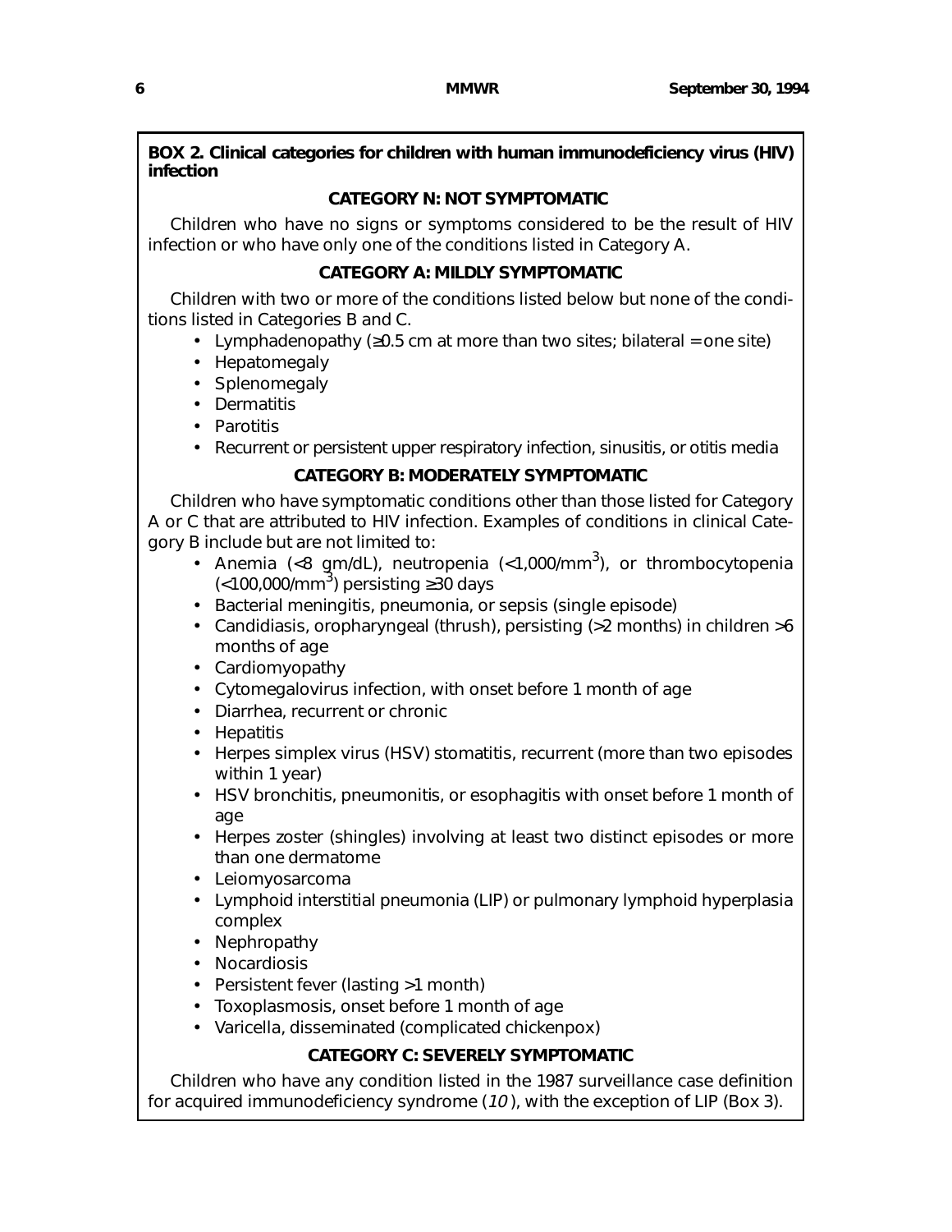**BOX 2. Clinical categories for children with human immunodeficiency virus (HIV) infection**

**CATEGORY N: NOT SYMPTOMATIC**

Children who have no signs or symptoms considered to be the result of HIV infection or who have only one of the conditions listed in Category A.

**CATEGORY A: MILDLY SYMPTOMATIC**

Children with two or more of the conditions listed below but none of the conditions listed in Categories B and C.

- Lymphadenopathy (≥0.5 cm at more than two sites; bilateral = one site)
- Hepatomegaly
- Splenomegaly
- Dermatitis
- Parotitis
- Recurrent or persistent upper respiratory infection, sinusitis, or otitis media

**CATEGORY B: MODERATELY SYMPTOMATIC**

Children who have symptomatic conditions other than those listed for Category A or C that are attributed to HIV infection. Examples of conditions in clinical Category B include but are not limited to:

- Anemia (<8 gm/dL), neutropenia (<1,000/mm$^3$), or thrombocytopenia (<100,000/mm$^3$) persisting ≥30 days
- Bacterial meningitis, pneumonia, or sepsis (single episode)
- Candidiasis, oropharyngeal (thrush), persisting (>2 months) in children >6 months of age
- Cardiomyopathy
- Cytomegalovirus infection, with onset before 1 month of age
- Diarrhea, recurrent or chronic
- Hepatitis
- Herpes simplex virus (HSV) stomatitis, recurrent (more than two episodes within 1 year)
- HSV bronchitis, pneumonitis, or esophagitis with onset before 1 month of age
- Herpes zoster (shingles) involving at least two distinct episodes or more than one dermatome
- Leiomyosarcoma
- Lymphoid interstitial pneumonia (LIP) or pulmonary lymphoid hyperplasia complex
- Nephropathy
- Nocardiosis
- Persistent fever (lasting >1 month)
- Toxoplasmosis, onset before 1 month of age
- Varicella, disseminated (complicated chickenpox)

**CATEGORY C: SEVERELY SYMPTOMATIC**

Children who have any condition listed in the 1987 surveillance case definition for acquired immunodeficiency syndrome (*10*), with the exception of LIP (Box 3).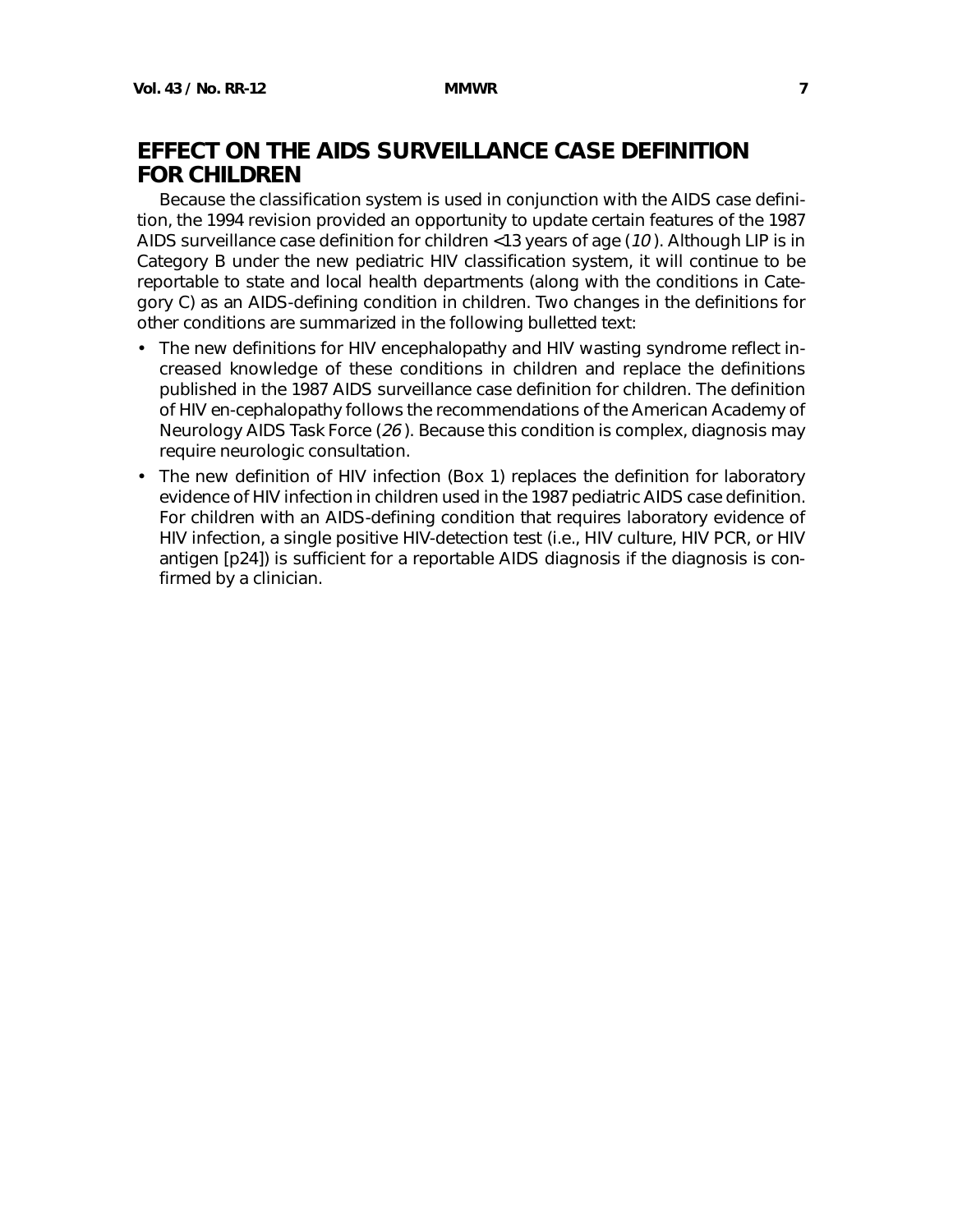## EFFECT ON THE AIDS SURVEILLANCE CASE DEFINITION FOR CHILDREN

Because the classification system is used in conjunction with the AIDS case definition, the 1994 revision provided an opportunity to update certain features of the 1987 AIDS surveillance case definition for children <13 years of age (*10*). Although LIP is in Category B under the new pediatric HIV classification system, it will continue to be reportable to state and local health departments (along with the conditions in Category C) as an AIDS-defining condition in children. Two changes in the definitions for other conditions are summarized in the following bulletted text:

- The new definitions for HIV encephalopathy and HIV wasting syndrome reflect increased knowledge of these conditions in children and replace the definitions published in the 1987 AIDS surveillance case definition for children. The definition of HIV en-cephalopathy follows the recommendations of the American Academy of Neurology AIDS Task Force (*26*). Because this condition is complex, diagnosis may require neurologic consultation.
- The new definition of HIV infection (Box 1) replaces the definition for laboratory evidence of HIV infection in children used in the 1987 pediatric AIDS case definition. For children with an AIDS-defining condition that requires laboratory evidence of HIV infection, a single positive HIV-detection test (i.e., HIV culture, HIV PCR, or HIV antigen [p24]) is sufficient for a reportable AIDS diagnosis if the diagnosis is confirmed by a clinician.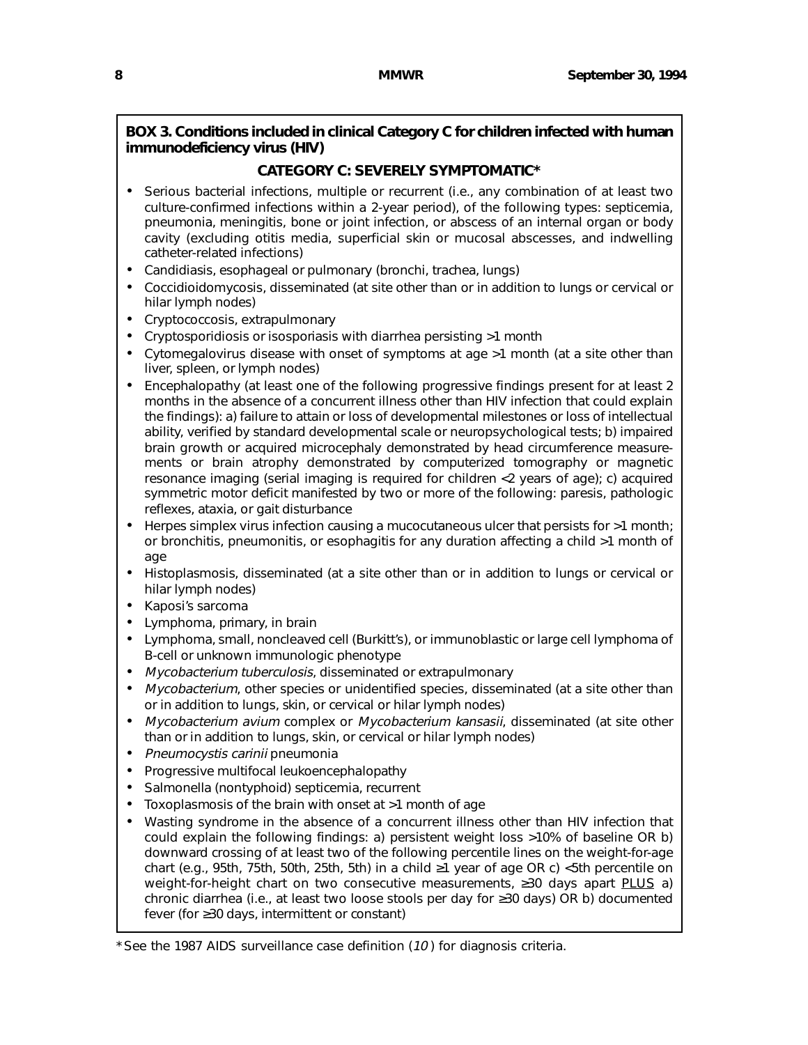**BOX 3. Conditions included in clinical Category C for children infected with human immunodeficiency virus (HIV)**

**CATEGORY C: SEVERELY SYMPTOMATIC***

- Serious bacterial infections, multiple or recurrent (i.e., any combination of at least two culture-confirmed infections within a 2-year period), of the following types: septicemia, pneumonia, meningitis, bone or joint infection, or abscess of an internal organ or body cavity (excluding otitis media, superficial skin or mucosal abscesses, and indwelling catheter-related infections)
- Candidiasis, esophageal or pulmonary (bronchi, trachea, lungs)
- Coccidioidomycosis, disseminated (at site other than or in addition to lungs or cervical or hilar lymph nodes)
- Cryptococcosis, extrapulmonary
- Cryptosporidiosis or isosporiasis with diarrhea persisting >1 month
- Cytomegalovirus disease with onset of symptoms at age >1 month (at a site other than liver, spleen, or lymph nodes)
- Encephalopathy (at least one of the following progressive findings present for at least 2 months in the absence of a concurrent illness other than HIV infection that could explain the findings): a) failure to attain or loss of developmental milestones or loss of intellectual ability, verified by standard developmental scale or neuropsychological tests; b) impaired brain growth or acquired microcephaly demonstrated by head circumference measurements or brain atrophy demonstrated by computerized tomography or magnetic resonance imaging (serial imaging is required for children <2 years of age); c) acquired symmetric motor deficit manifested by two or more of the following: paresis, pathologic reflexes, ataxia, or gait disturbance
- Herpes simplex virus infection causing a mucocutaneous ulcer that persists for >1 month; or bronchitis, pneumonitis, or esophagitis for any duration affecting a child >1 month of age
- Histoplasmosis, disseminated (at a site other than or in addition to lungs or cervical or hilar lymph nodes)
- Kaposi's sarcoma
- Lymphoma, primary, in brain
- Lymphoma, small, noncleaved cell (Burkitt's), or immunoblastic or large cell lymphoma of B-cell or unknown immunologic phenotype
- *Mycobacterium tuberculosis*, disseminated or extrapulmonary
- *Mycobacterium*, other species or unidentified species, disseminated (at a site other than or in addition to lungs, skin, or cervical or hilar lymph nodes)
- *Mycobacterium avium* complex or *Mycobacterium kansasii*, disseminated (at site other than or in addition to lungs, skin, or cervical or hilar lymph nodes)
- *Pneumocystis carinii* pneumonia
- Progressive multifocal leukoencephalopathy
- Salmonella (nontyphoid) septicemia, recurrent
- Toxoplasmosis of the brain with onset at >1 month of age
- Wasting syndrome in the absence of a concurrent illness other than HIV infection that could explain the following findings: a) persistent weight loss >10% of baseline OR b) downward crossing of at least two of the following percentile lines on the weight-for-age chart (e.g., 95th, 75th, 50th, 25th, 5th) in a child ≥1 year of age OR c) <5th percentile on weight-for-height chart on two consecutive measurements, ≥30 days apart <u>PLUS</u> a) chronic diarrhea (i.e., at least two loose stools per day for ≥30 days) OR b) documented fever (for ≥30 days, intermittent or constant)

*See the 1987 AIDS surveillance case definition (*10*) for diagnosis criteria.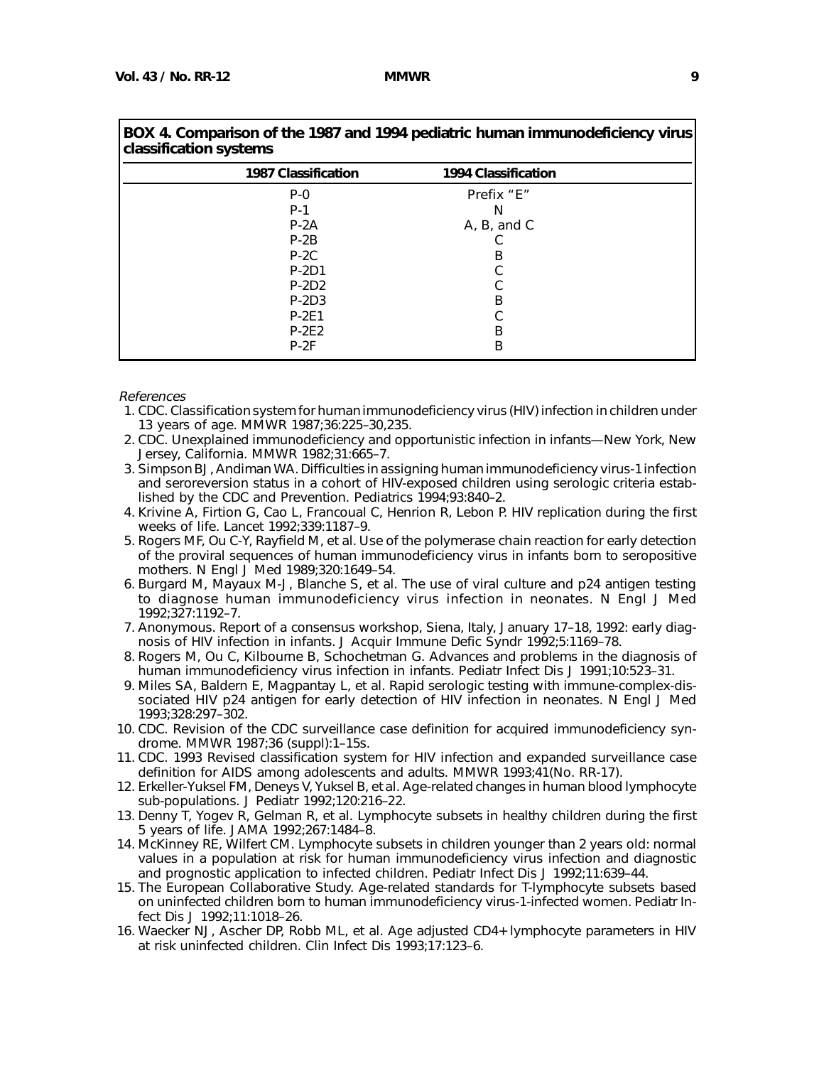**BOX 4. Comparison of the 1987 and 1994 pediatric human immunodeficiency virus classification systems**

| 1987 Classification | 1994 Classification |
|---|---|
| P-0 | Prefix "E" |
| P-1 | N |
| P-2A | A, B, and C |
| P-2B | C |
| P-2C | B |
| P-2D1 | C |
| P-2D2 | C |
| P-2D3 | B |
| P-2E1 | C |
| P-2E2 | B |
| P-2F | B |

*References*

1. CDC. Classification system for human immunodeficiency virus (HIV) infection in children under 13 years of age. MMWR 1987;36:225–30,235.
2. CDC. Unexplained immunodeficiency and opportunistic infection in infants—New York, New Jersey, California. MMWR 1982;31:665–7.
3. Simpson BJ, Andiman WA. Difficulties in assigning human immunodeficiency virus-1 infection and seroreversion status in a cohort of HIV-exposed children using serologic criteria established by the CDC and Prevention. Pediatrics 1994;93:840–2.
4. Krivine A, Firtion G, Cao L, Francoual C, Henrion R, Lebon P. HIV replication during the first weeks of life. Lancet 1992;339:1187–9.
5. Rogers MF, Ou C-Y, Rayfield M, et al. Use of the polymerase chain reaction for early detection of the proviral sequences of human immunodeficiency virus in infants born to seropositive mothers. N Engl J Med 1989;320:1649–54.
6. Burgard M, Mayaux M-J, Blanche S, et al. The use of viral culture and p24 antigen testing to diagnose human immunodeficiency virus infection in neonates. N Engl J Med 1992;327:1192–7.
7. Anonymous. Report of a consensus workshop, Siena, Italy, January 17–18, 1992: early diagnosis of HIV infection in infants. J Acquir Immune Defic Syndr 1992;5:1169–78.
8. Rogers M, Ou C, Kilbourne B, Schochetman G. Advances and problems in the diagnosis of human immunodeficiency virus infection in infants. Pediatr Infect Dis J 1991;10:523–31.
9. Miles SA, Baldern E, Magpantay L, et al. Rapid serologic testing with immune-complex-dissociated HIV p24 antigen for early detection of HIV infection in neonates. N Engl J Med 1993;328:297–302.
10. CDC. Revision of the CDC surveillance case definition for acquired immunodeficiency syndrome. MMWR 1987;36 (suppl):1–15s.
11. CDC. 1993 Revised classification system for HIV infection and expanded surveillance case definition for AIDS among adolescents and adults. MMWR 1993;41(No. RR-17).
12. Erkeller-Yuksel FM, Deneys V, Yuksel B, et al. Age-related changes in human blood lymphocyte sub-populations. J Pediatr 1992;120:216–22.
13. Denny T, Yogev R, Gelman R, et al. Lymphocyte subsets in healthy children during the first 5 years of life. JAMA 1992;267:1484–8.
14. McKinney RE, Wilfert CM. Lymphocyte subsets in children younger than 2 years old: normal values in a population at risk for human immunodeficiency virus infection and diagnostic and prognostic application to infected children. Pediatr Infect Dis J 1992;11:639–44.
15. The European Collaborative Study. Age-related standards for T-lymphocyte subsets based on uninfected children born to human immunodeficiency virus-1-infected women. Pediatr Infect Dis J 1992;11:1018–26.
16. Waecker NJ, Ascher DP, Robb ML, et al. Age adjusted CD4+ lymphocyte parameters in HIV at risk uninfected children. Clin Infect Dis 1993;17:123–6.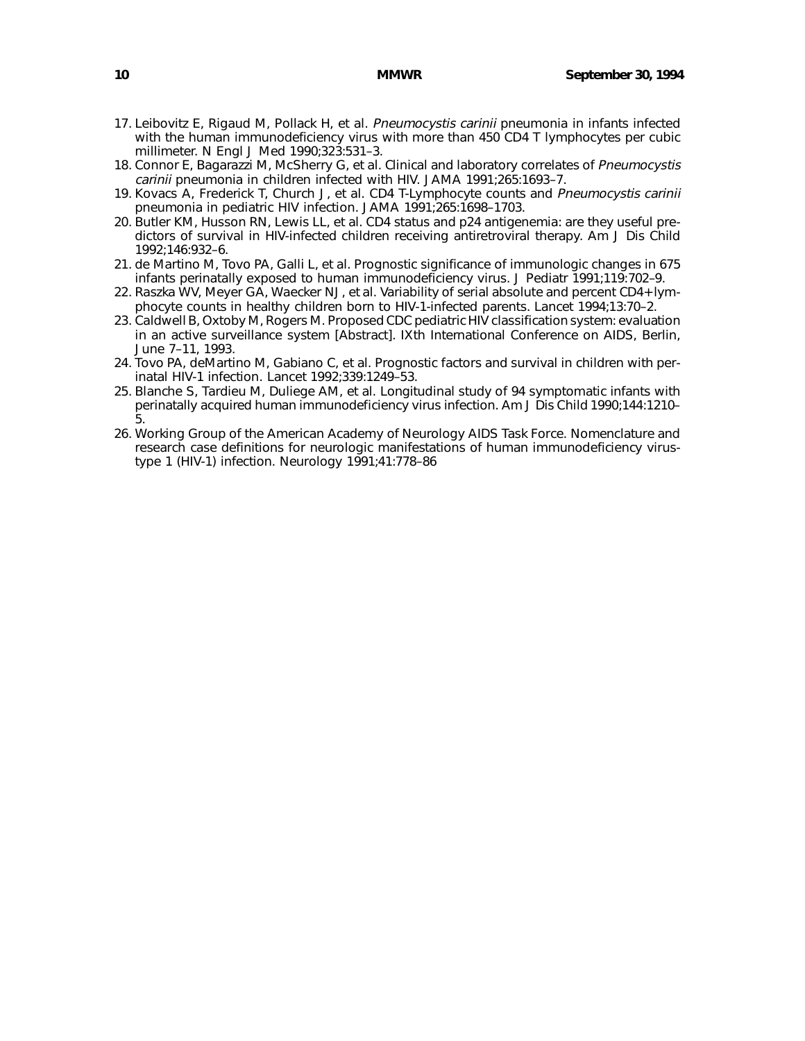17. Leibovitz E, Rigaud M, Pollack H, et al. *Pneumocystis carinii* pneumonia in infants infected with the human immunodeficiency virus with more than 450 CD4 T lymphocytes per cubic millimeter. N Engl J Med 1990;323:531–3.
18. Connor E, Bagarazzi M, McSherry G, et al. Clinical and laboratory correlates of *Pneumocystis carinii* pneumonia in children infected with HIV. JAMA 1991;265:1693–7.
19. Kovacs A, Frederick T, Church J, et al. CD4 T-Lymphocyte counts and *Pneumocystis carinii* pneumonia in pediatric HIV infection. JAMA 1991;265:1698–1703.
20. Butler KM, Husson RN, Lewis LL, et al. CD4 status and p24 antigenemia: are they useful predictors of survival in HIV-infected children receiving antiretroviral therapy. Am J Dis Child 1992;146:932–6.
21. de Martino M, Tovo PA, Galli L, et al. Prognostic significance of immunologic changes in 675 infants perinatally exposed to human immunodeficiency virus. J Pediatr 1991;119:702–9.
22. Raszka WV, Meyer GA, Waecker NJ, et al. Variability of serial absolute and percent CD4+ lymphocyte counts in healthy children born to HIV-1-infected parents. Lancet 1994;13:70–2.
23. Caldwell B, Oxtoby M, Rogers M. Proposed CDC pediatric HIV classification system: evaluation in an active surveillance system [Abstract]. IXth International Conference on AIDS, Berlin, June 7–11, 1993.
24. Tovo PA, deMartino M, Gabiano C, et al. Prognostic factors and survival in children with perinatal HIV-1 infection. Lancet 1992;339:1249–53.
25. Blanche S, Tardieu M, Duliege AM, et al. Longitudinal study of 94 symptomatic infants with perinatally acquired human immunodeficiency virus infection. Am J Dis Child 1990;144:1210–5.
26. Working Group of the American Academy of Neurology AIDS Task Force. Nomenclature and research case definitions for neurologic manifestations of human immunodeficiency virus-type 1 (HIV-1) infection. Neurology 1991;41:778–86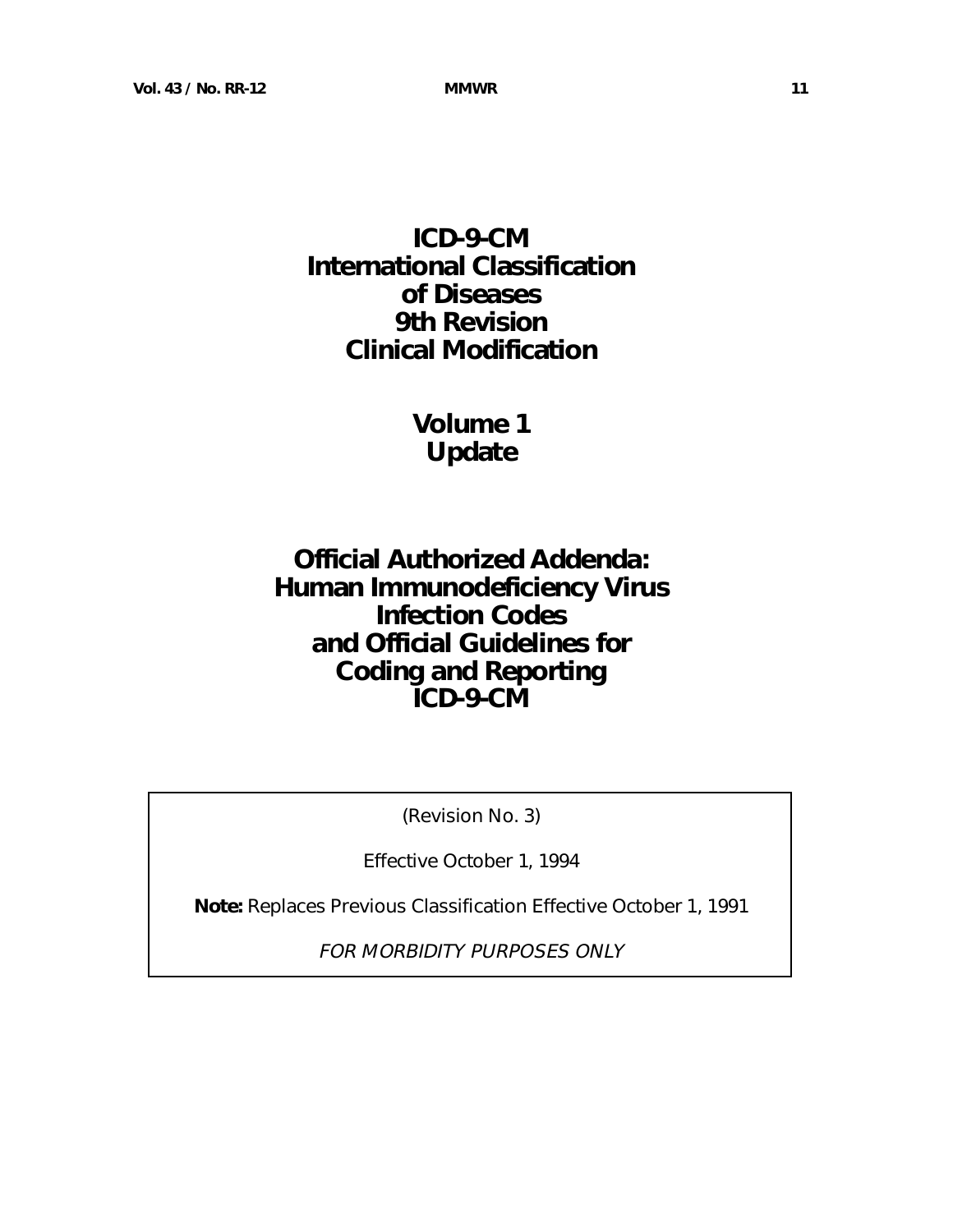# ICD-9-CM International Classification of Diseases 9th Revision Clinical Modification

## Volume 1 Update

## Official Authorized Addenda: Human Immunodeficiency Virus Infection Codes and Official Guidelines for Coding and Reporting ICD-9-CM

(Revision No. 3)

Effective October 1, 1994

**Note:** Replaces Previous Classification Effective October 1, 1991

*FOR MORBIDITY PURPOSES ONLY*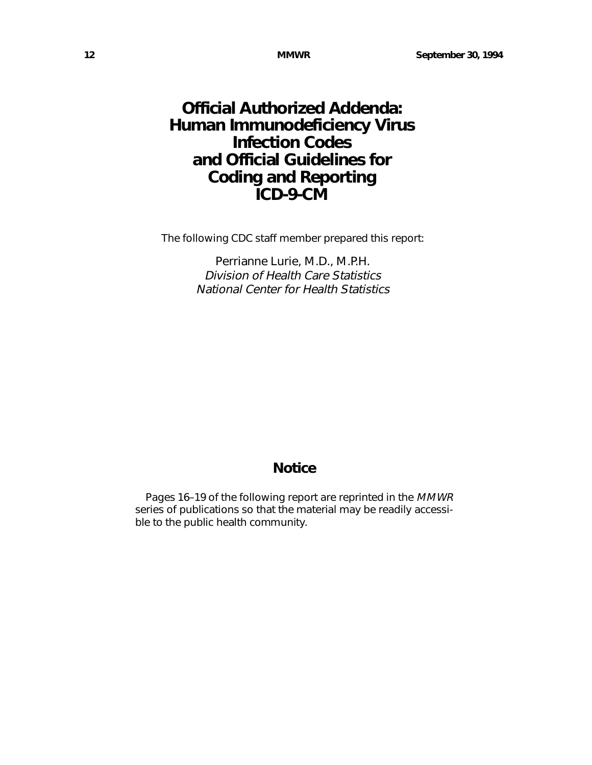# Official Authorized Addenda: Human Immunodeficiency Virus Infection Codes and Official Guidelines for Coding and Reporting ICD-9-CM

The following CDC staff member prepared this report:

Perrianne Lurie, M.D., M.P.H.
*Division of Health Care Statistics*
*National Center for Health Statistics*

## Notice

Pages 16–19 of the following report are reprinted in the *MMWR* series of publications so that the material may be readily accessible to the public health community.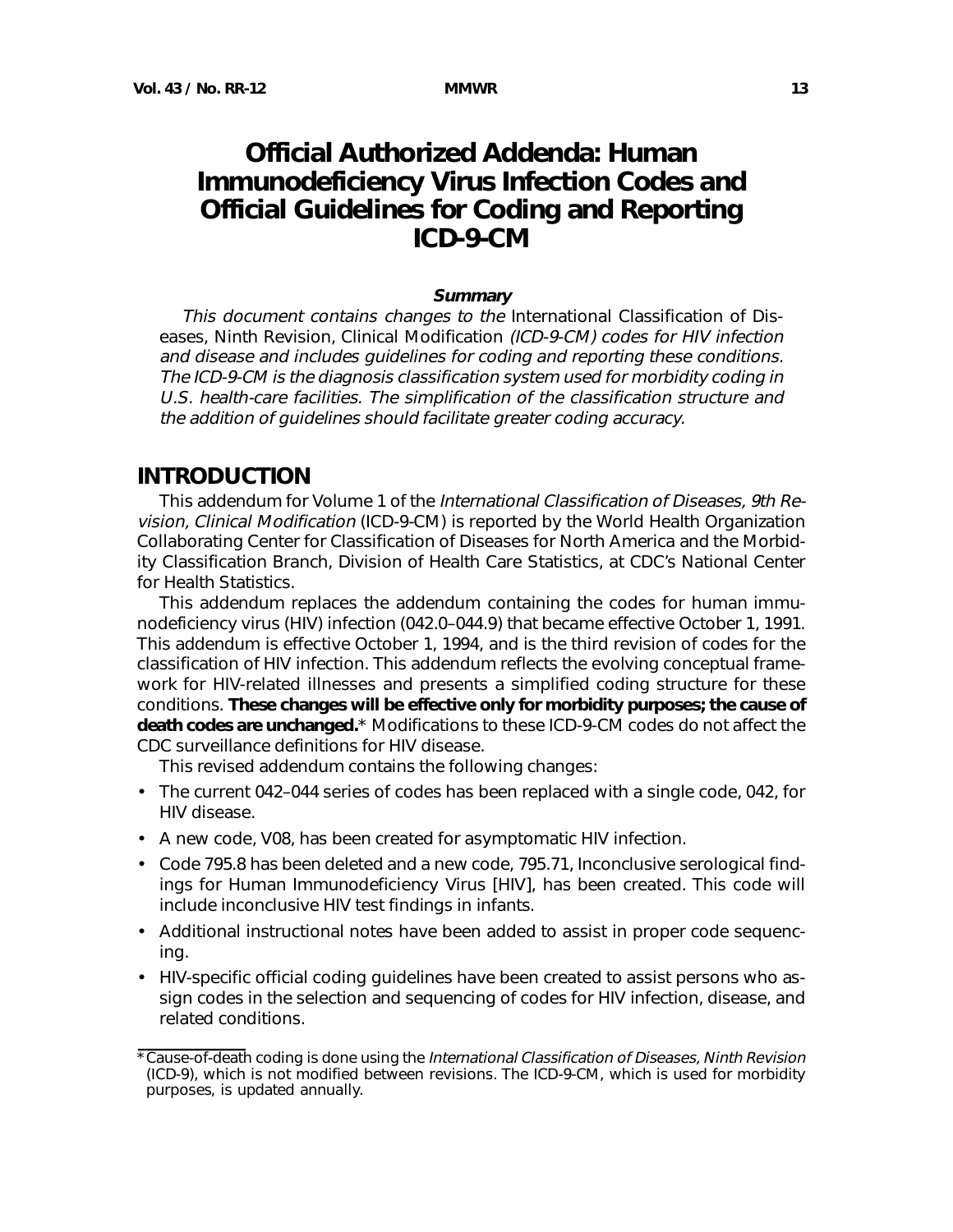# Official Authorized Addenda: Human Immunodeficiency Virus Infection Codes and Official Guidelines for Coding and Reporting ICD-9-CM

**Summary**

*This document contains changes to the* International Classification of Diseases, Ninth Revision, Clinical Modification *(ICD-9-CM) codes for HIV infection and disease and includes guidelines for coding and reporting these conditions. The ICD-9-CM is the diagnosis classification system used for morbidity coding in U.S. health-care facilities. The simplification of the classification structure and the addition of guidelines should facilitate greater coding accuracy.*

## INTRODUCTION

This addendum for Volume 1 of the *International Classification of Diseases, 9th Revision, Clinical Modification* (ICD-9-CM) is reported by the World Health Organization Collaborating Center for Classification of Diseases for North America and the Morbidity Classification Branch, Division of Health Care Statistics, at CDC's National Center for Health Statistics.

This addendum replaces the addendum containing the codes for human immunodeficiency virus (HIV) infection (042.0–044.9) that became effective October 1, 1991. This addendum is effective October 1, 1994, and is the third revision of codes for the classification of HIV infection. This addendum reflects the evolving conceptual framework for HIV-related illnesses and presents a simplified coding structure for these conditions. **These changes will be effective only for morbidity purposes; the cause of death codes are unchanged.*** Modifications to these ICD-9-CM codes do not affect the CDC surveillance definitions for HIV disease.

This revised addendum contains the following changes:

- The current 042–044 series of codes has been replaced with a single code, 042, for HIV disease.
- A new code, V08, has been created for asymptomatic HIV infection.
- Code 795.8 has been deleted and a new code, 795.71, Inconclusive serological findings for Human Immunodeficiency Virus [HIV], has been created. This code will include inconclusive HIV test findings in infants.
- Additional instructional notes have been added to assist in proper code sequencing.
- HIV-specific official coding guidelines have been created to assist persons who assign codes in the selection and sequencing of codes for HIV infection, disease, and related conditions.

---

*Cause-of-death coding is done using the *International Classification of Diseases, Ninth Revision* (ICD-9), which is not modified between revisions. The ICD-9-CM, which is used for morbidity purposes, is updated annually.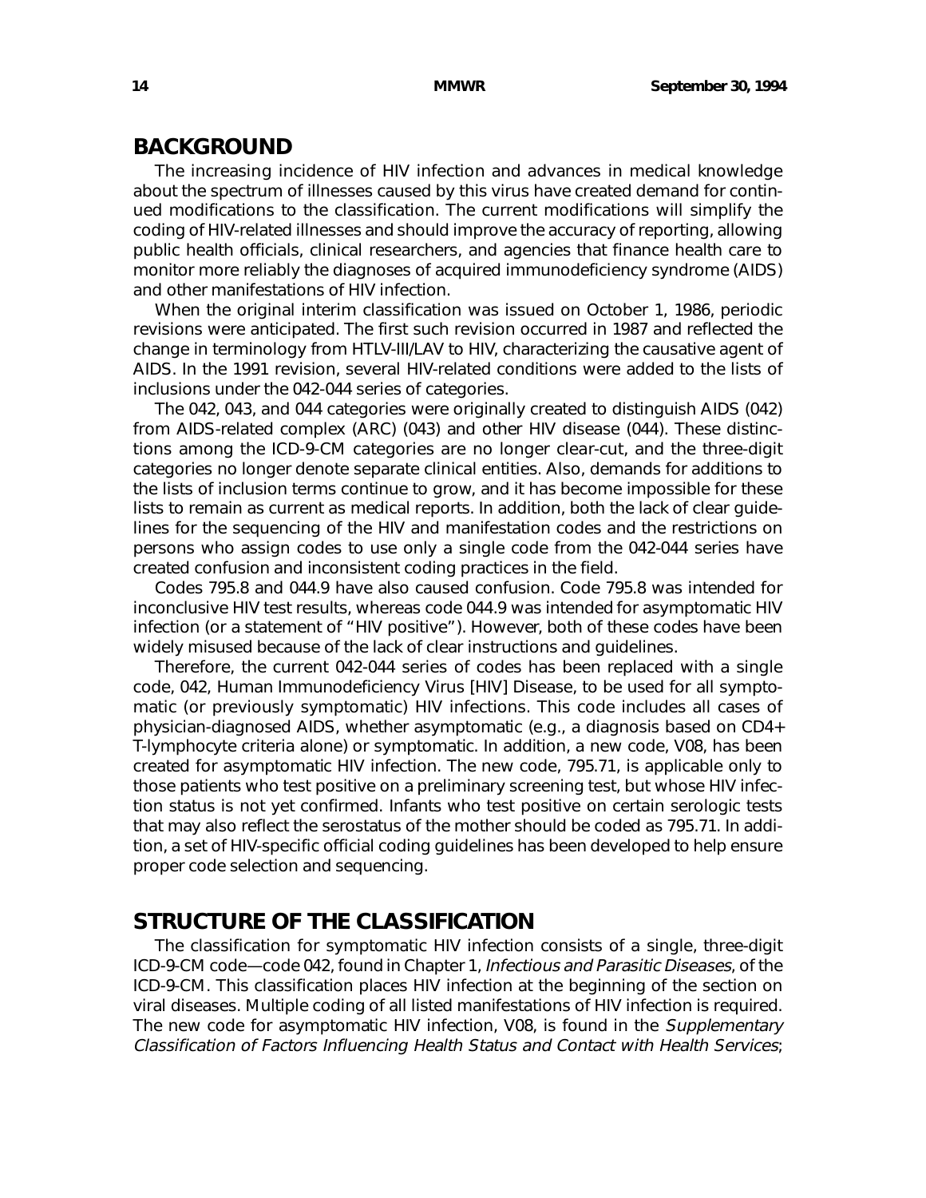## BACKGROUND

The increasing incidence of HIV infection and advances in medical knowledge about the spectrum of illnesses caused by this virus have created demand for continued modifications to the classification. The current modifications will simplify the coding of HIV-related illnesses and should improve the accuracy of reporting, allowing public health officials, clinical researchers, and agencies that finance health care to monitor more reliably the diagnoses of acquired immunodeficiency syndrome (AIDS) and other manifestations of HIV infection.

When the original interim classification was issued on October 1, 1986, periodic revisions were anticipated. The first such revision occurred in 1987 and reflected the change in terminology from HTLV-III/LAV to HIV, characterizing the causative agent of AIDS. In the 1991 revision, several HIV-related conditions were added to the lists of inclusions under the 042-044 series of categories.

The 042, 043, and 044 categories were originally created to distinguish AIDS (042) from AIDS-related complex (ARC) (043) and other HIV disease (044). These distinctions among the ICD-9-CM categories are no longer clear-cut, and the three-digit categories no longer denote separate clinical entities. Also, demands for additions to the lists of inclusion terms continue to grow, and it has become impossible for these lists to remain as current as medical reports. In addition, both the lack of clear guidelines for the sequencing of the HIV and manifestation codes and the restrictions on persons who assign codes to use only a single code from the 042-044 series have created confusion and inconsistent coding practices in the field.

Codes 795.8 and 044.9 have also caused confusion. Code 795.8 was intended for inconclusive HIV test results, whereas code 044.9 was intended for asymptomatic HIV infection (or a statement of "HIV positive"). However, both of these codes have been widely misused because of the lack of clear instructions and guidelines.

Therefore, the current 042-044 series of codes has been replaced with a single code, 042, Human Immunodeficiency Virus [HIV] Disease, to be used for all symptomatic (or previously symptomatic) HIV infections. This code includes all cases of physician-diagnosed AIDS, whether asymptomatic (e.g., a diagnosis based on CD4+ T-lymphocyte criteria alone) or symptomatic. In addition, a new code, V08, has been created for asymptomatic HIV infection. The new code, 795.71, is applicable only to those patients who test positive on a preliminary screening test, but whose HIV infection status is not yet confirmed. Infants who test positive on certain serologic tests that may also reflect the serostatus of the mother should be coded as 795.71. In addition, a set of HIV-specific official coding guidelines has been developed to help ensure proper code selection and sequencing.

## STRUCTURE OF THE CLASSIFICATION

The classification for symptomatic HIV infection consists of a single, three-digit ICD-9-CM code—code 042, found in Chapter 1, *Infectious and Parasitic Diseases*, of the ICD-9-CM. This classification places HIV infection at the beginning of the section on viral diseases. Multiple coding of all listed manifestations of HIV infection is required. The new code for asymptomatic HIV infection, V08, is found in the *Supplementary Classification of Factors Influencing Health Status and Contact with Health Services*;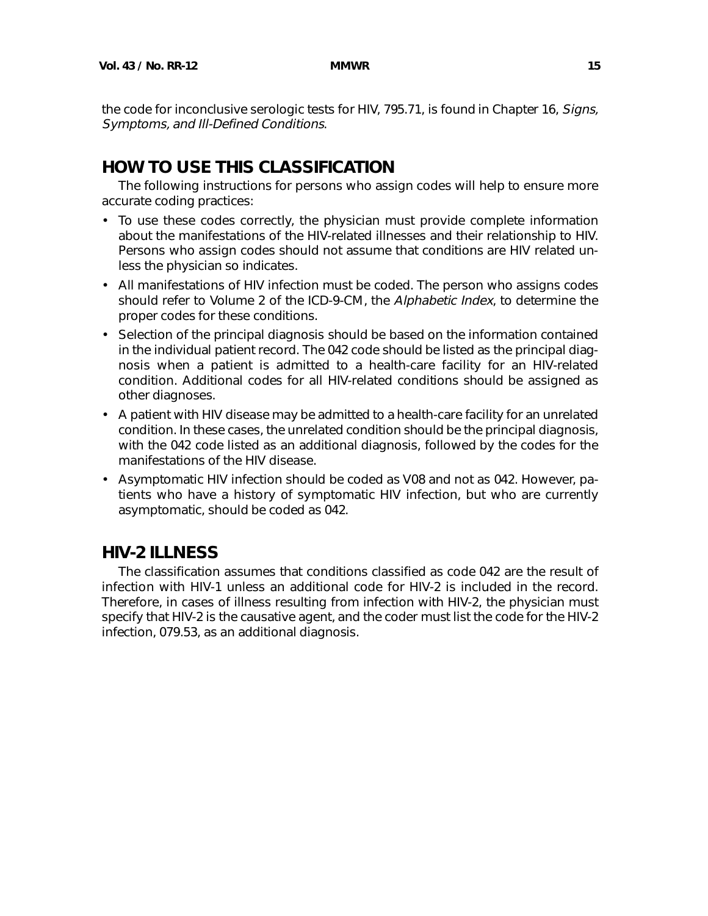the code for inconclusive serologic tests for HIV, 795.71, is found in Chapter 16, *Signs, Symptoms, and Ill-Defined Conditions*.

## HOW TO USE THIS CLASSIFICATION

The following instructions for persons who assign codes will help to ensure more accurate coding practices:

- To use these codes correctly, the physician must provide complete information about the manifestations of the HIV-related illnesses and their relationship to HIV. Persons who assign codes should not assume that conditions are HIV related unless the physician so indicates.
- All manifestations of HIV infection must be coded. The person who assigns codes should refer to Volume 2 of the ICD-9-CM, the *Alphabetic Index*, to determine the proper codes for these conditions.
- Selection of the principal diagnosis should be based on the information contained in the individual patient record. The 042 code should be listed as the principal diagnosis when a patient is admitted to a health-care facility for an HIV-related condition. Additional codes for all HIV-related conditions should be assigned as other diagnoses.
- A patient with HIV disease may be admitted to a health-care facility for an unrelated condition. In these cases, the unrelated condition should be the principal diagnosis, with the 042 code listed as an additional diagnosis, followed by the codes for the manifestations of the HIV disease.
- Asymptomatic HIV infection should be coded as V08 and not as 042. However, patients who have a history of symptomatic HIV infection, but who are currently asymptomatic, should be coded as 042.

## HIV-2 ILLNESS

The classification assumes that conditions classified as code 042 are the result of infection with HIV-1 unless an additional code for HIV-2 is included in the record. Therefore, in cases of illness resulting from infection with HIV-2, the physician must specify that HIV-2 is the causative agent, and the coder must list the code for the HIV-2 infection, 079.53, as an additional diagnosis.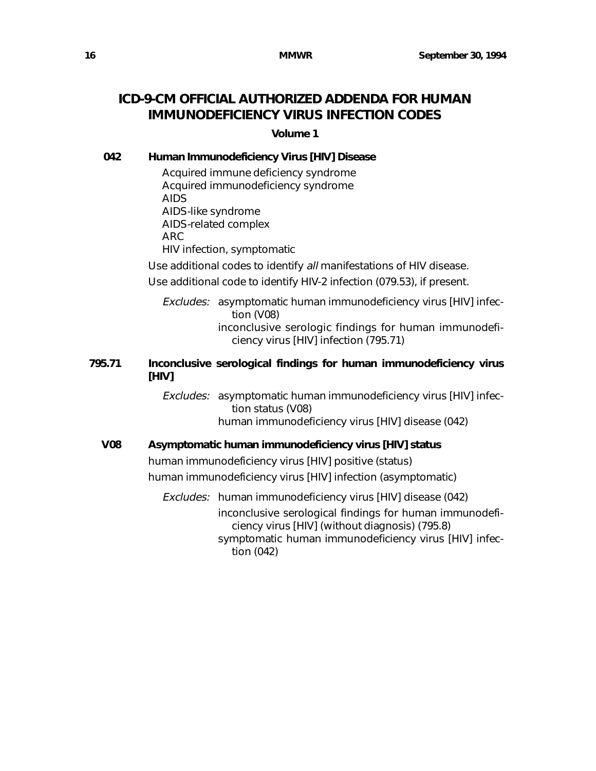# ICD-9-CM OFFICIAL AUTHORIZED ADDENDA FOR HUMAN IMMUNODEFICIENCY VIRUS INFECTION CODES

### Volume 1

**042 Human Immunodeficiency Virus [HIV] Disease**

Acquired immune deficiency syndrome
Acquired immunodeficiency syndrome
AIDS
AIDS-like syndrome
AIDS-related complex
ARC
HIV infection, symptomatic

Use additional codes to identify *all* manifestations of HIV disease.

Use additional code to identify HIV-2 infection (079.53), if present.

*Excludes:* asymptomatic human immunodeficiency virus [HIV] infection (V08)
inconclusive serologic findings for human immunodeficiency virus [HIV] infection (795.71)

**795.71 Inconclusive serological findings for human immunodeficiency virus [HIV]**

*Excludes:* asymptomatic human immunodeficiency virus [HIV] infection status (V08)
human immunodeficiency virus [HIV] disease (042)

**V08 Asymptomatic human immunodeficiency virus [HIV] status**

human immunodeficiency virus [HIV] positive (status)
human immunodeficiency virus [HIV] infection (asymptomatic)

*Excludes:* human immunodeficiency virus [HIV] disease (042)
inconclusive serological findings for human immunodeficiency virus [HIV] (without diagnosis) (795.8)
symptomatic human immunodeficiency virus [HIV] infection (042)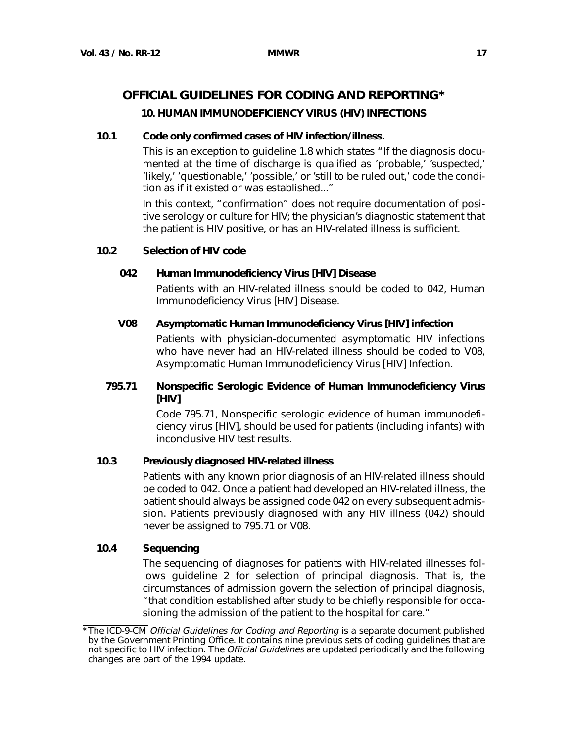# OFFICIAL GUIDELINES FOR CODING AND REPORTING*

## 10. HUMAN IMMUNODEFICIENCY VIRUS (HIV) INFECTIONS

### 10.1 Code only confirmed cases of HIV infection/illness.

This is an exception to guideline 1.8 which states "If the diagnosis documented at the time of discharge is qualified as 'probable,' 'suspected,' 'likely,' 'questionable,' 'possible,' or 'still to be ruled out,' code the condition as if it existed or was established..."

In this context, "confirmation" does not require documentation of positive serology or culture for HIV; the physician's diagnostic statement that the patient is HIV positive, or has an HIV-related illness is sufficient.

### 10.2 Selection of HIV code

**042 Human Immunodeficiency Virus [HIV] Disease**

Patients with an HIV-related illness should be coded to 042, Human Immunodeficiency Virus [HIV] Disease.

**V08 Asymptomatic Human Immunodeficiency Virus [HIV] infection**

Patients with physician-documented asymptomatic HIV infections who have never had an HIV-related illness should be coded to V08, Asymptomatic Human Immunodeficiency Virus [HIV] Infection.

**795.71 Nonspecific Serologic Evidence of Human Immunodeficiency Virus [HIV]**

Code 795.71, Nonspecific serologic evidence of human immunodeficiency virus [HIV], should be used for patients (including infants) with inconclusive HIV test results.

### 10.3 Previously diagnosed HIV-related illness

Patients with any known prior diagnosis of an HIV-related illness should be coded to 042. Once a patient had developed an HIV-related illness, the patient should always be assigned code 042 on every subsequent admission. Patients previously diagnosed with any HIV illness (042) should never be assigned to 795.71 or V08.

### 10.4 Sequencing

The sequencing of diagnoses for patients with HIV-related illnesses follows guideline 2 for selection of principal diagnosis. That is, the circumstances of admission govern the selection of principal diagnosis, "that condition established after study to be chiefly responsible for occasioning the admission of the patient to the hospital for care."

*The ICD-9-CM *Official Guidelines for Coding and Reporting* is a separate document published by the Government Printing Office. It contains nine previous sets of coding guidelines that are not specific to HIV infection. The *Official Guidelines* are updated periodically and the following changes are part of the 1994 update.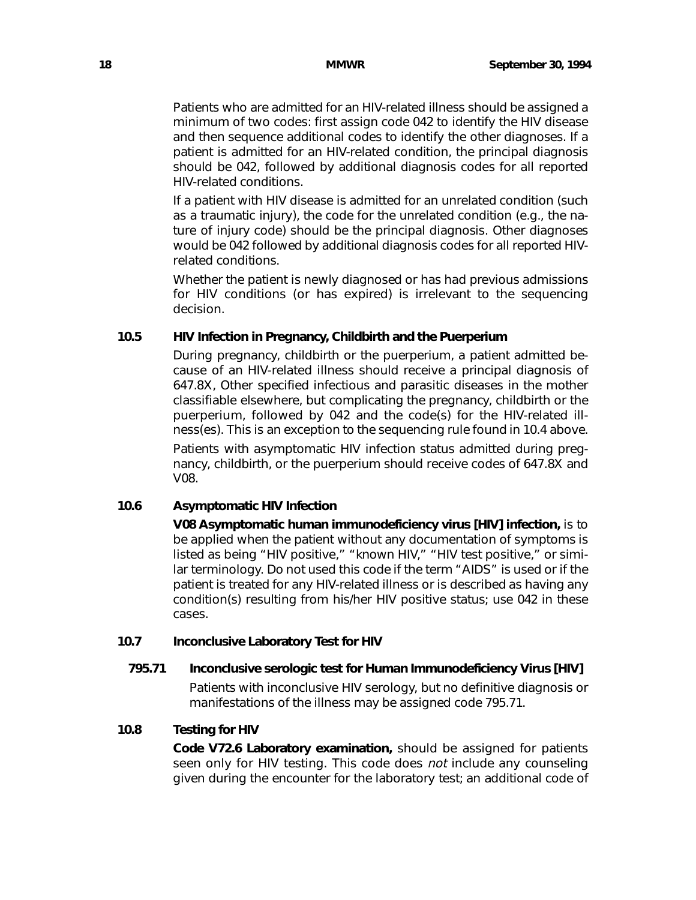Patients who are admitted for an HIV-related illness should be assigned a minimum of two codes: first assign code 042 to identify the HIV disease and then sequence additional codes to identify the other diagnoses. If a patient is admitted for an HIV-related condition, the principal diagnosis should be 042, followed by additional diagnosis codes for all reported HIV-related conditions.

If a patient with HIV disease is admitted for an unrelated condition (such as a traumatic injury), the code for the unrelated condition (e.g., the nature of injury code) should be the principal diagnosis. Other diagnoses would be 042 followed by additional diagnosis codes for all reported HIV-related conditions.

Whether the patient is newly diagnosed or has had previous admissions for HIV conditions (or has expired) is irrelevant to the sequencing decision.

### 10.5 HIV Infection in Pregnancy, Childbirth and the Puerperium

During pregnancy, childbirth or the puerperium, a patient admitted because of an HIV-related illness should receive a principal diagnosis of 647.8X, Other specified infectious and parasitic diseases in the mother classifiable elsewhere, but complicating the pregnancy, childbirth or the puerperium, followed by 042 and the code(s) for the HIV-related illness(es). This is an exception to the sequencing rule found in 10.4 above.

Patients with asymptomatic HIV infection status admitted during pregnancy, childbirth, or the puerperium should receive codes of 647.8X and V08.

### 10.6 Asymptomatic HIV Infection

**V08 Asymptomatic human immunodeficiency virus [HIV] infection,** is to be applied when the patient without any documentation of symptoms is listed as being "HIV positive," "known HIV," "HIV test positive," or similar terminology. Do not used this code if the term "AIDS" is used or if the patient is treated for any HIV-related illness or is described as having any condition(s) resulting from his/her HIV positive status; use 042 in these cases.

### 10.7 Inconclusive Laboratory Test for HIV

#### 795.71 Inconclusive serologic test for Human Immunodeficiency Virus [HIV]

Patients with inconclusive HIV serology, but no definitive diagnosis or manifestations of the illness may be assigned code 795.71.

### 10.8 Testing for HIV

**Code V72.6 Laboratory examination,** should be assigned for patients seen only for HIV testing. This code does *not* include any counseling given during the encounter for the laboratory test; an additional code of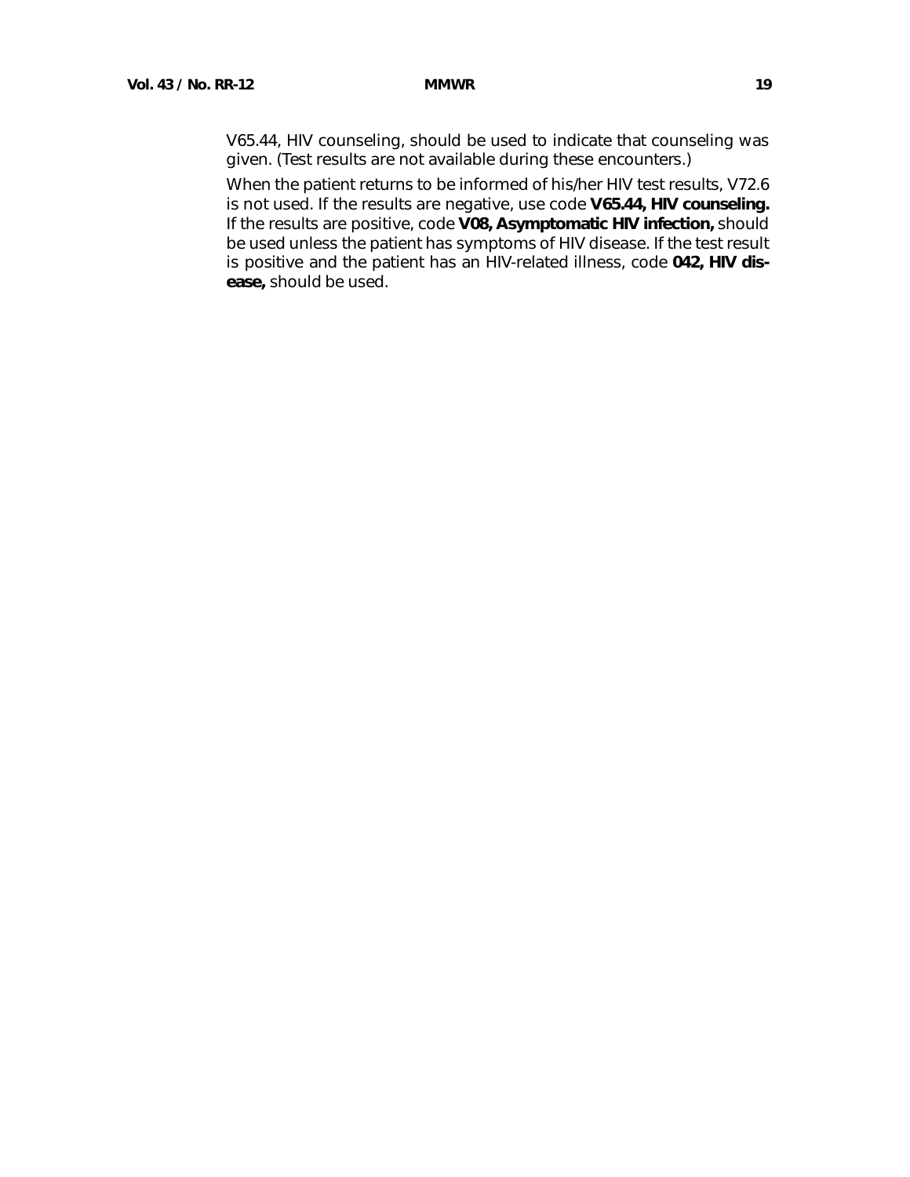V65.44, HIV counseling, should be used to indicate that counseling was given. (Test results are not available during these encounters.)

When the patient returns to be informed of his/her HIV test results, V72.6 is not used. If the results are negative, use code **V65.44, HIV counseling.** If the results are positive, code **V08, Asymptomatic HIV infection,** should be used unless the patient has symptoms of HIV disease. If the test result is positive and the patient has an HIV-related illness, code **042, HIV disease,** should be used.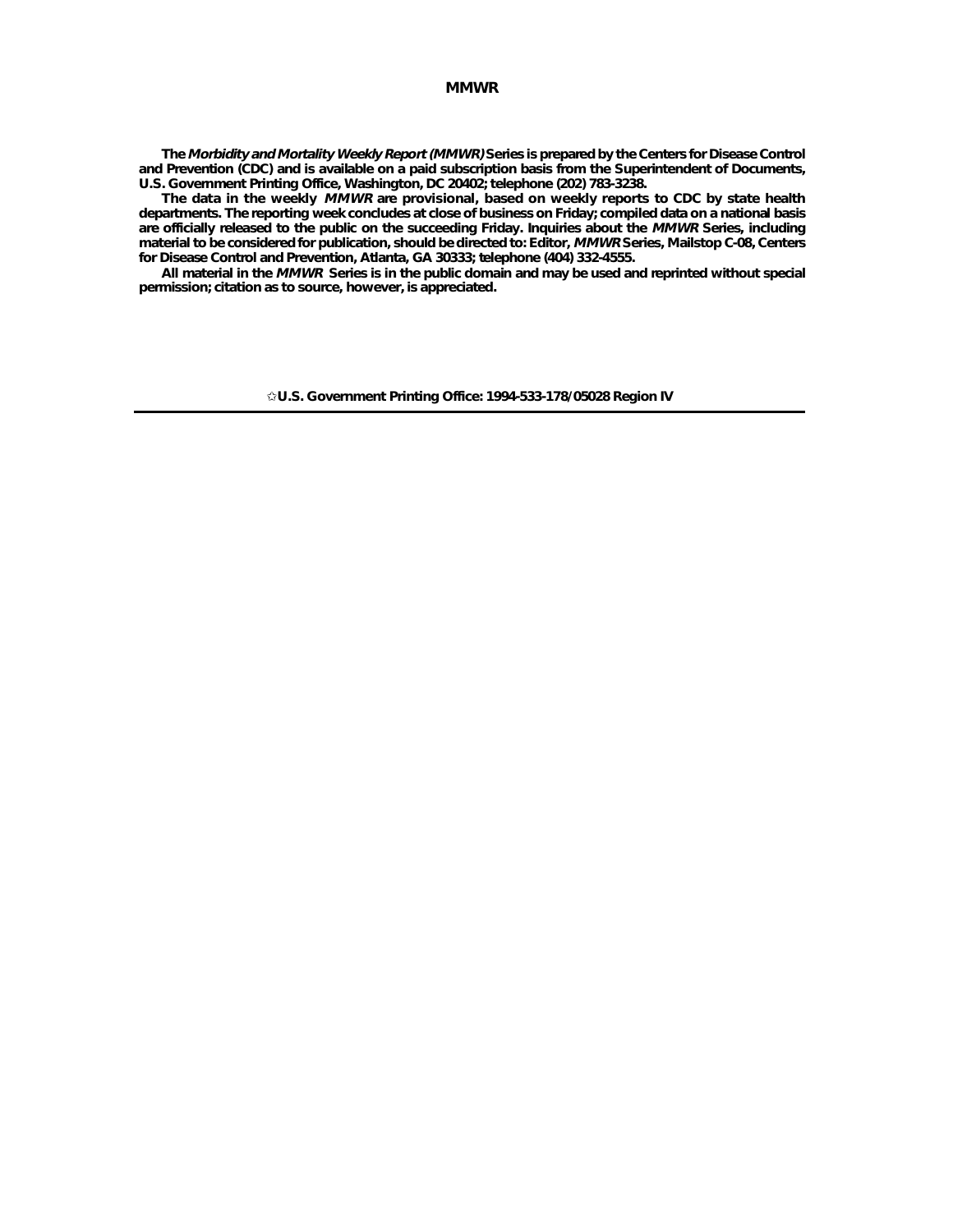The *Morbidity and Mortality Weekly Report (MMWR)* Series is prepared by the Centers for Disease Control and Prevention (CDC) and is available on a paid subscription basis from the Superintendent of Documents, U.S. Government Printing Office, Washington, DC 20402; telephone (202) 783-3238.

The data in the weekly *MMWR* are provisional, based on weekly reports to CDC by state health departments. The reporting week concludes at close of business on Friday; compiled data on a national basis are officially released to the public on the succeeding Friday. Inquiries about the *MMWR* Series, including material to be considered for publication, should be directed to: Editor, *MMWR* Series, Mailstop C-08, Centers for Disease Control and Prevention, Atlanta, GA 30333; telephone (404) 332-4555.

All material in the *MMWR* Series is in the public domain and may be used and reprinted without special permission; citation as to source, however, is appreciated.

✩U.S. Government Printing Office: 1994-533-178/05028 Region IV